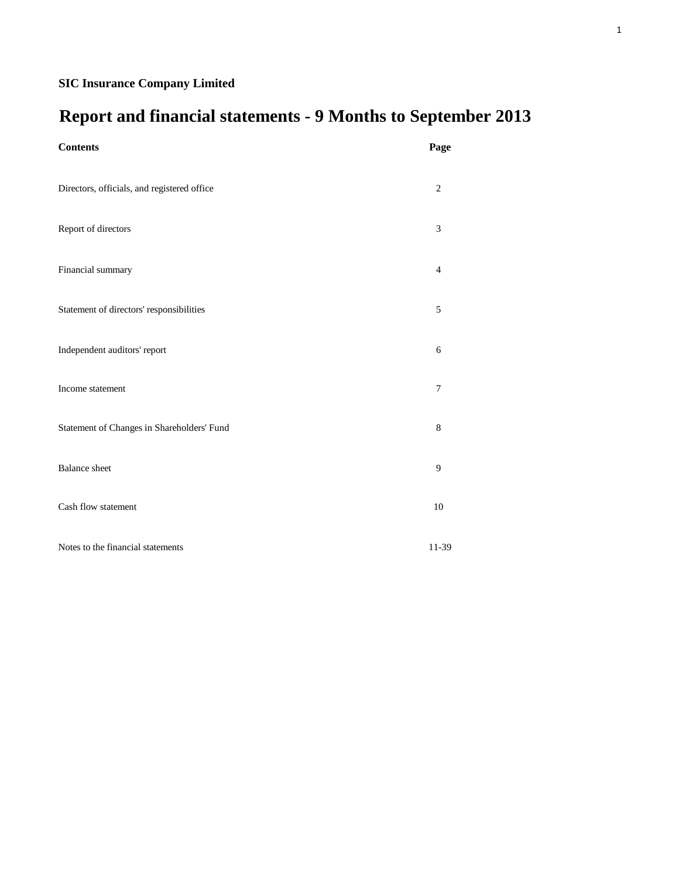**SIC Insurance Company Limited**

# Report and financial statements - 9 Months to September 2013

| **Contents** | **Page** |
|---|---|
| Directors, officials, and registered office | 2 |
| Report of directors | 3 |
| Financial summary | 4 |
| Statement of directors' responsibilities | 5 |
| Independent auditors' report | 6 |
| Income statement | 7 |
| Statement of Changes in Shareholders' Fund | 8 |
| Balance sheet | 9 |
| Cash flow statement | 10 |
| Notes to the financial statements | 11-39 |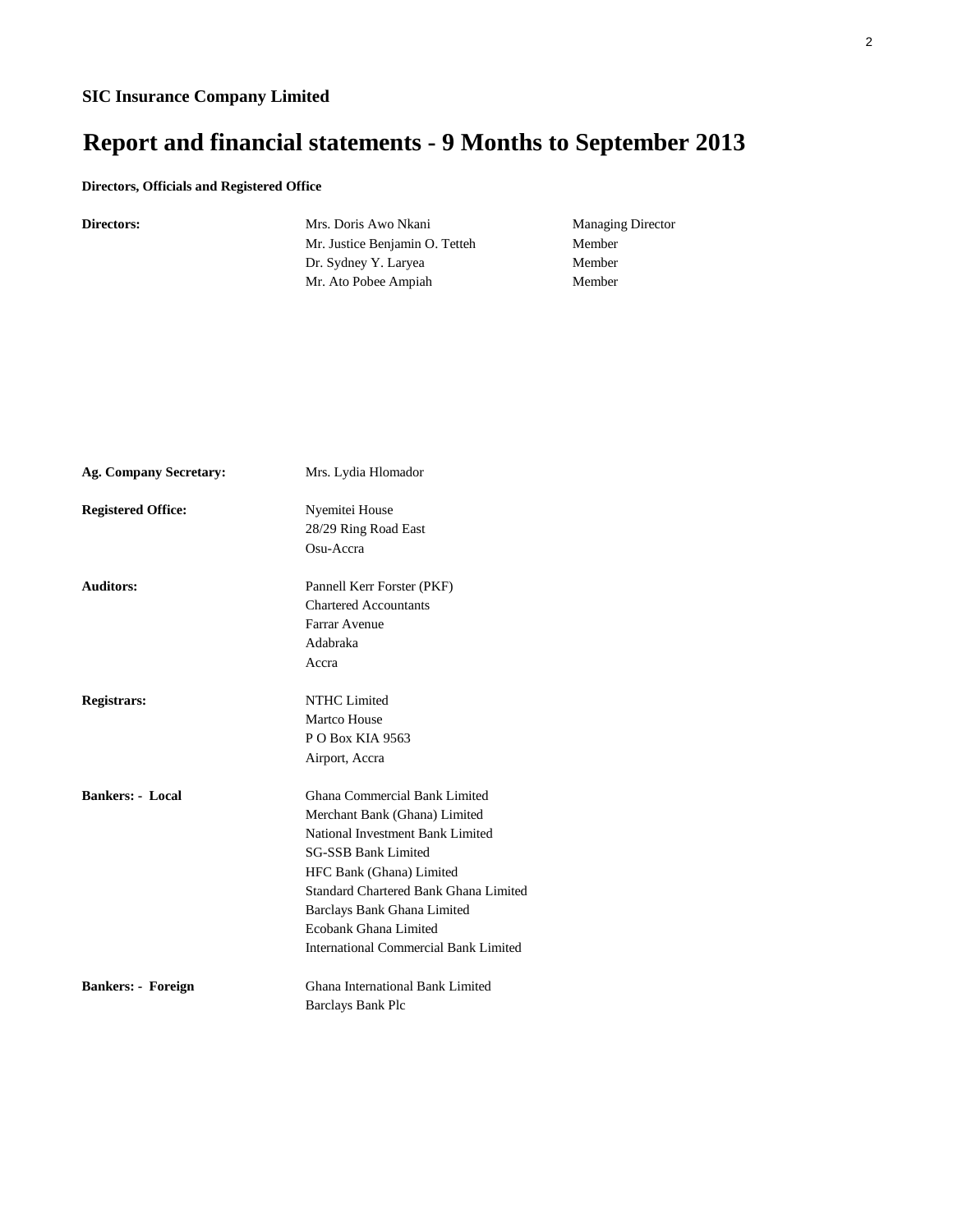**SIC Insurance Company Limited**

# Report and financial statements - 9 Months to September 2013

**Directors, Officials and Registered Office**

| | | |
|---|---|---|
| **Directors:** | Mrs. Doris Awo Nkani | Managing Director |
| | Mr. Justice Benjamin O. Tetteh | Member |
| | Dr. Sydney Y. Laryea | Member |
| | Mr. Ato Pobee Ampiah | Member |

**Ag. Company Secretary:** Mrs. Lydia Hlomador

**Registered Office:**
Nyemitei House
28/29 Ring Road East
Osu-Accra

**Auditors:**
Pannell Kerr Forster (PKF)
Chartered Accountants
Farrar Avenue
Adabraka
Accra

**Registrars:**
NTHC Limited
Martco House
P O Box KIA 9563
Airport, Accra

**Bankers: - Local**
Ghana Commercial Bank Limited
Merchant Bank (Ghana) Limited
National Investment Bank Limited
SG-SSB Bank Limited
HFC Bank (Ghana) Limited
Standard Chartered Bank Ghana Limited
Barclays Bank Ghana Limited
Ecobank Ghana Limited
International Commercial Bank Limited

**Bankers: - Foreign**
Ghana International Bank Limited
Barclays Bank Plc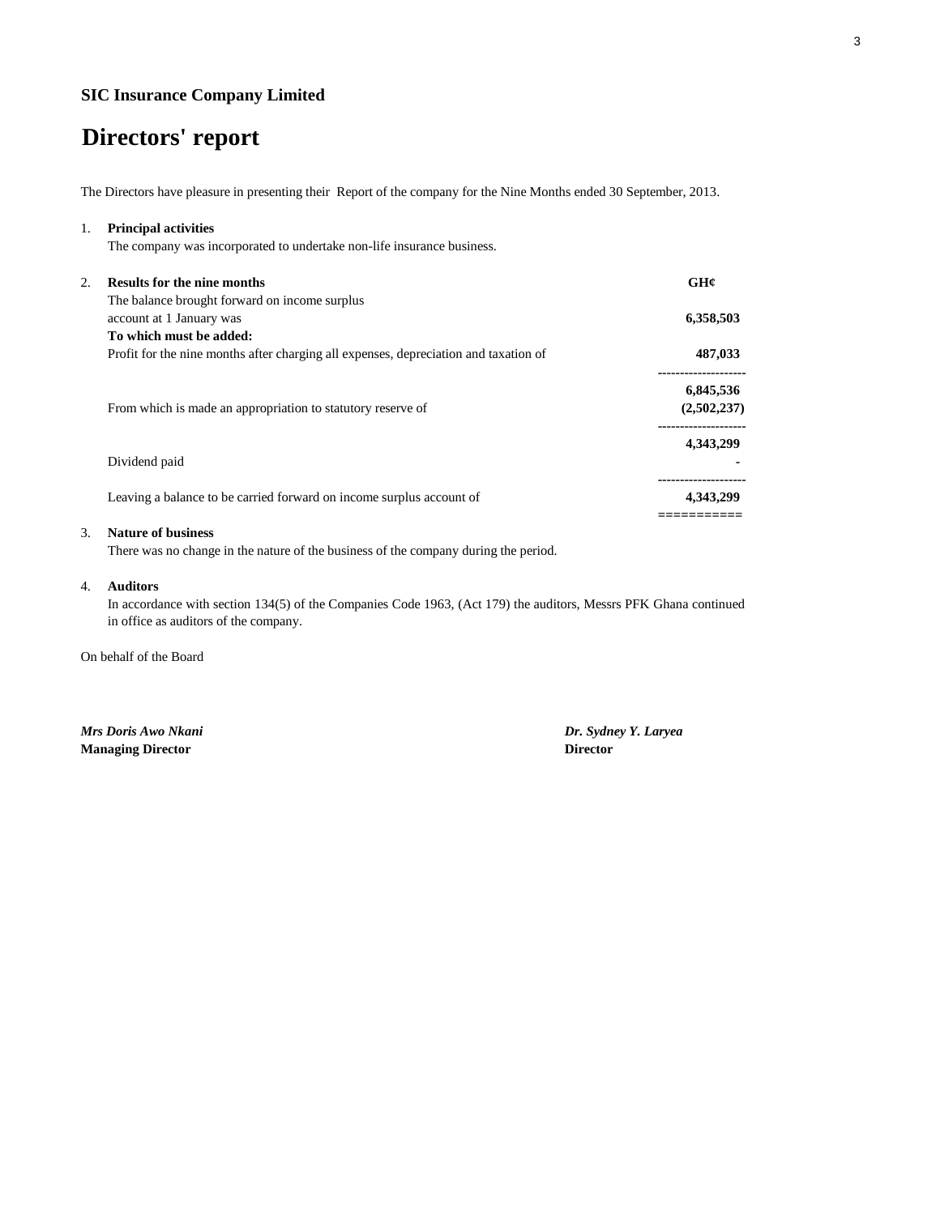**SIC Insurance Company Limited**

# Directors' report

The Directors have pleasure in presenting their Report of the company for the Nine Months ended 30 September, 2013.

1. **Principal activities**

   The company was incorporated to undertake non-life insurance business.

2. **Results for the nine months**

| | GH¢ |
|---|---|
| The balance brought forward on income surplus account at 1 January was | **6,358,503** |
| **To which must be added:** | |
| Profit for the nine months after charging all expenses, depreciation and taxation of | **487,033** |
| | **6,845,536** |
| From which is made an appropriation to statutory reserve of | **(2,502,237)** |
| | **4,343,299** |
| Dividend paid | **-** |
| Leaving a balance to be carried forward on income surplus account of | **4,343,299** |

3. **Nature of business**

   There was no change in the nature of the business of the company during the period.

4. **Auditors**

   In accordance with section 134(5) of the Companies Code 1963, (Act 179) the auditors, Messrs PFK Ghana continued in office as auditors of the company.

On behalf of the Board

***Mrs Doris Awo Nkani***
**Managing Director**

***Dr. Sydney Y. Laryea***
**Director**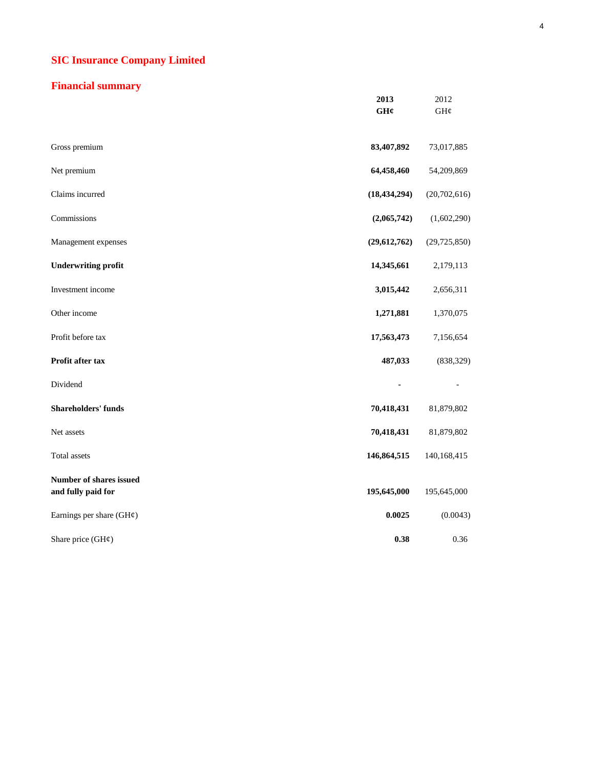# SIC Insurance Company Limited

## Financial summary

| | 2013<br>GH¢ | 2012<br>GH¢ |
|---|---|---|
| Gross premium | **83,407,892** | 73,017,885 |
| Net premium | **64,458,460** | 54,209,869 |
| Claims incurred | **(18,434,294)** | (20,702,616) |
| Commissions | **(2,065,742)** | (1,602,290) |
| Management expenses | **(29,612,762)** | (29,725,850) |
| **Underwriting profit** | **14,345,661** | 2,179,113 |
| Investment income | **3,015,442** | 2,656,311 |
| Other income | **1,271,881** | 1,370,075 |
| Profit before tax | **17,563,473** | 7,156,654 |
| **Profit after tax** | **487,033** | (838,329) |
| Dividend | **-** | - |
| **Shareholders' funds** | **70,418,431** | 81,879,802 |
| Net assets | **70,418,431** | 81,879,802 |
| Total assets | **146,864,515** | 140,168,415 |
| **Number of shares issued and fully paid for** | **195,645,000** | 195,645,000 |
| Earnings per share (GH¢) | **0.0025** | (0.0043) |
| Share price (GH¢) | **0.38** | 0.36 |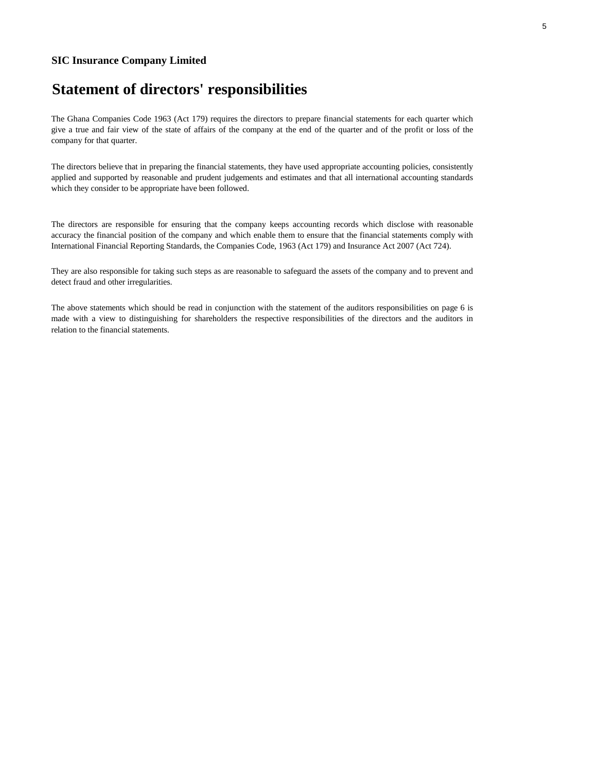**SIC Insurance Company Limited**

# Statement of directors' responsibilities

The Ghana Companies Code 1963 (Act 179) requires the directors to prepare financial statements for each quarter which give a true and fair view of the state of affairs of the company at the end of the quarter and of the profit or loss of the company for that quarter.

The directors believe that in preparing the financial statements, they have used appropriate accounting policies, consistently applied and supported by reasonable and prudent judgements and estimates and that all international accounting standards which they consider to be appropriate have been followed.

The directors are responsible for ensuring that the company keeps accounting records which disclose with reasonable accuracy the financial position of the company and which enable them to ensure that the financial statements comply with International Financial Reporting Standards, the Companies Code, 1963 (Act 179) and Insurance Act 2007 (Act 724).

They are also responsible for taking such steps as are reasonable to safeguard the assets of the company and to prevent and detect fraud and other irregularities.

The above statements which should be read in conjunction with the statement of the auditors responsibilities on page 6 is made with a view to distinguishing for shareholders the respective responsibilities of the directors and the auditors in relation to the financial statements.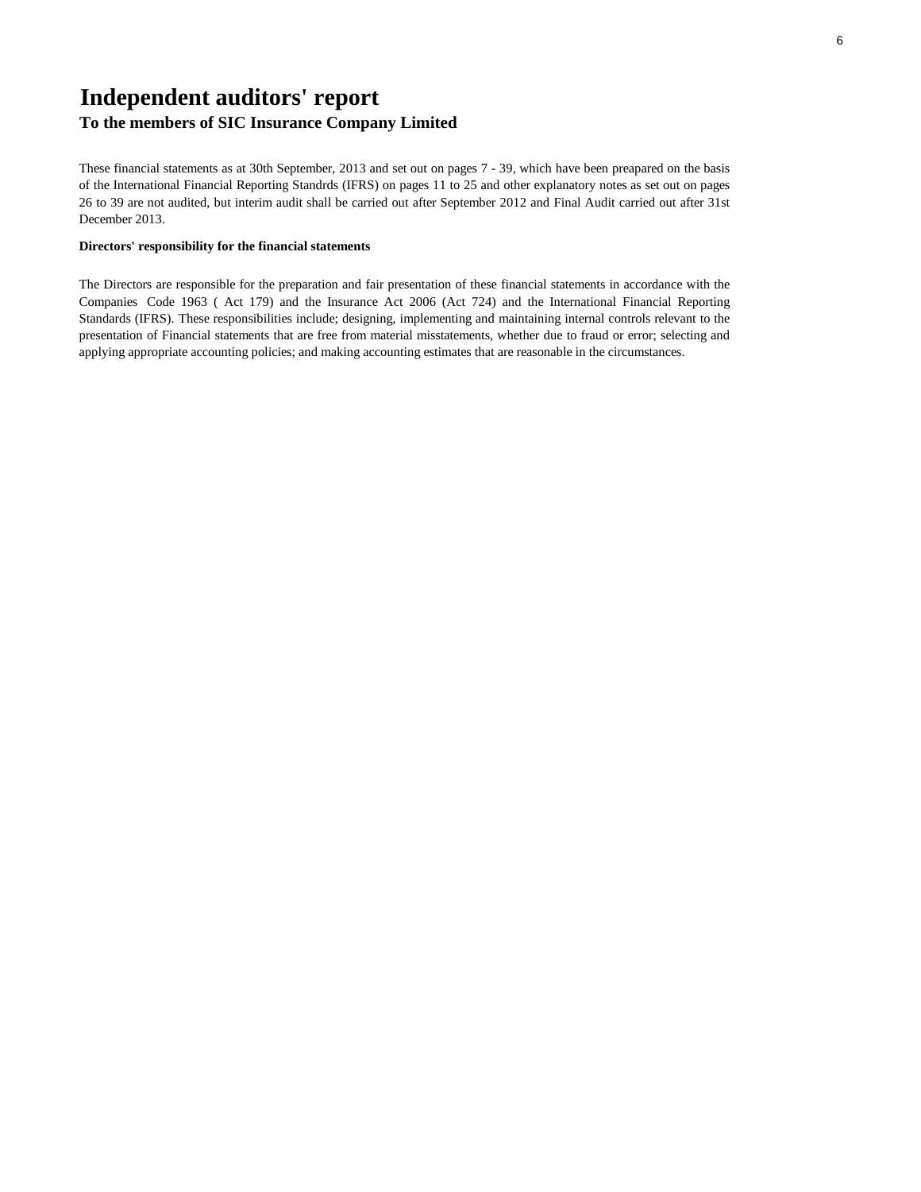# Independent auditors' report

## To the members of SIC Insurance Company Limited

These financial statements as at 30th September, 2013 and set out on pages 7 - 39, which have been preapared on the basis of the International Financial Reporting Standrds (IFRS) on pages 11 to 25 and other explanatory notes as set out on pages 26 to 39 are not audited, but interim audit shall be carried out after September 2012 and Final Audit carried out after 31st December 2013.

**Directors' responsibility for the financial statements**

The Directors are responsible for the preparation and fair presentation of these financial statements in accordance with the Companies Code 1963 ( Act 179) and the Insurance Act 2006 (Act 724) and the International Financial Reporting Standards (IFRS). These responsibilities include; designing, implementing and maintaining internal controls relevant to the presentation of Financial statements that are free from material misstatements, whether due to fraud or error; selecting and applying appropriate accounting policies; and making accounting estimates that are reasonable in the circumstances.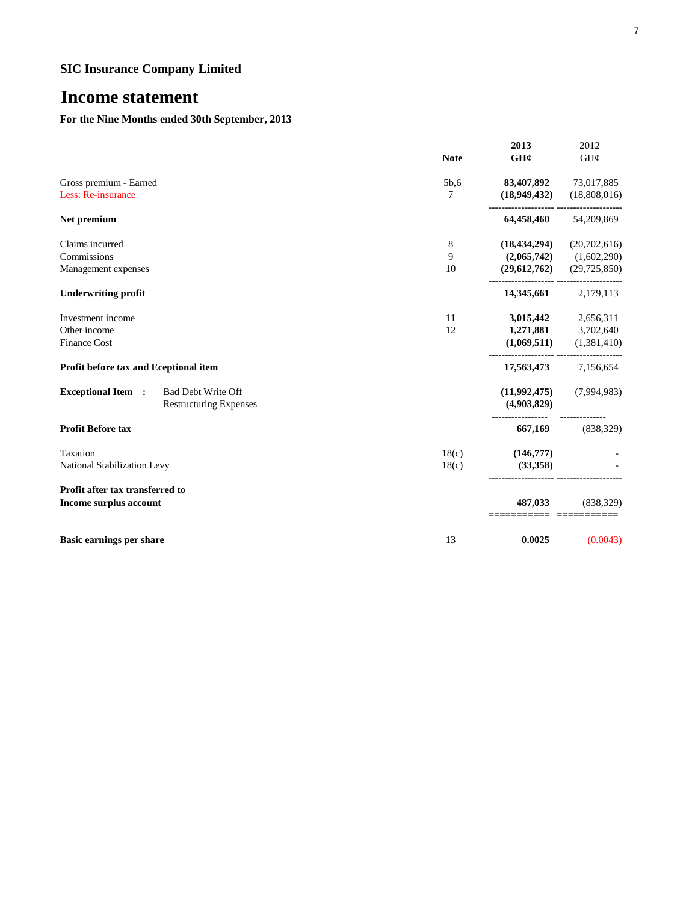## SIC Insurance Company Limited

# Income statement

**For the Nine Months ended 30th September, 2013**

| | Note | **2013 GH¢** | 2012 GH¢ |
|---|---|---|---|
| Gross premium - Earned | 5b,6 | **83,407,892** | 73,017,885 |
| Less: Re-insurance | 7 | **(18,949,432)** | (18,808,016) |
| **Net premium** | | **64,458,460** | 54,209,869 |
| Claims incurred | 8 | **(18,434,294)** | (20,702,616) |
| Commissions | 9 | **(2,065,742)** | (1,602,290) |
| Management expenses | 10 | **(29,612,762)** | (29,725,850) |
| **Underwriting profit** | | **14,345,661** | 2,179,113 |
| Investment income | 11 | **3,015,442** | 2,656,311 |
| Other income | 12 | **1,271,881** | 3,702,640 |
| Finance Cost | | **(1,069,511)** | (1,381,410) |
| **Profit before tax and Eceptional item** | | **17,563,473** | 7,156,654 |
| **Exceptional Item :** Bad Debt Write Off | | **(11,992,475)** | (7,994,983) |
| Restructuring Expenses | | **(4,903,829)** | |
| **Profit Before tax** | | **667,169** | (838,329) |
| Taxation | 18(c) | **(146,777)** | - |
| National Stabilization Levy | 18(c) | **(33,358)** | - |
| **Profit after tax transferred to Income surplus account** | | **487,033** | (838,329) |
| **Basic earnings per share** | 13 | **0.0025** | (0.0043) |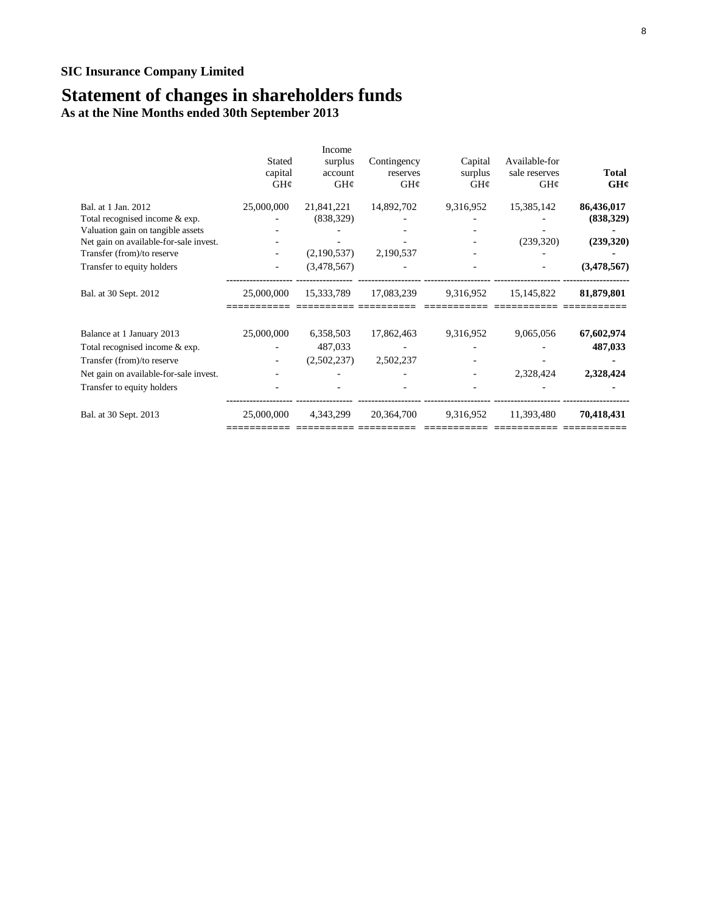**SIC Insurance Company Limited**

# Statement of changes in shareholders funds

**As at the Nine Months ended 30th September 2013**

| | Stated capital GH¢ | Income surplus account GH¢ | Contingency reserves GH¢ | Capital surplus GH¢ | Available-for sale reserves GH¢ | **Total GH¢** |
|---|---|---|---|---|---|---|
| Bal. at 1 Jan. 2012 | 25,000,000 | 21,841,221 | 14,892,702 | 9,316,952 | 15,385,142 | **86,436,017** |
| Total recognised income & exp. | - | (838,329) | - | - | - | **(838,329)** |
| Valuation gain on tangible assets | - | - | - | - | - | **-** |
| Net gain on available-for-sale invest. | - | - | - | - | (239,320) | **(239,320)** |
| Transfer (from)/to reserve | - | (2,190,537) | 2,190,537 | - | - | **-** |
| Transfer to equity holders | - | (3,478,567) | - | - | - | **(3,478,567)** |
| Bal. at 30 Sept. 2012 | 25,000,000 | 15,333,789 | 17,083,239 | 9,316,952 | 15,145,822 | **81,879,801** |
| Balance at 1 January 2013 | 25,000,000 | 6,358,503 | 17,862,463 | 9,316,952 | 9,065,056 | **67,602,974** |
| Total recognised income & exp. | - | 487,033 | - | - | - | **487,033** |
| Transfer (from)/to reserve | - | (2,502,237) | 2,502,237 | - | - | **-** |
| Net gain on available-for-sale invest. | - | - | - | - | 2,328,424 | **2,328,424** |
| Transfer to equity holders | - | - | - | - | - | **-** |
| Bal. at 30 Sept. 2013 | 25,000,000 | 4,343,299 | 20,364,700 | 9,316,952 | 11,393,480 | **70,418,431** |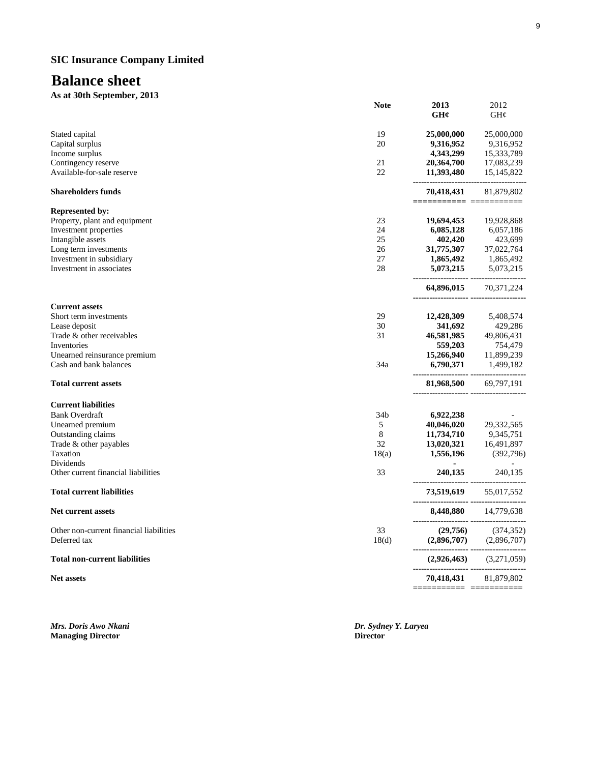# SIC Insurance Company Limited

## Balance sheet

**As at 30th September, 2013**

| | Note | 2013 GH¢ | 2012 GH¢ |
|---|---|---|---|
| Stated capital | 19 | **25,000,000** | 25,000,000 |
| Capital surplus | 20 | **9,316,952** | 9,316,952 |
| Income surplus | | **4,343,299** | 15,333,789 |
| Contingency reserve | 21 | **20,364,700** | 17,083,239 |
| Available-for-sale reserve | 22 | **11,393,480** | 15,145,822 |
| **Shareholders funds** | | **70,418,431** | 81,879,802 |
| **Represented by:** | | | |
| Property, plant and equipment | 23 | **19,694,453** | 19,928,868 |
| Investment properties | 24 | **6,085,128** | 6,057,186 |
| Intangible assets | 25 | **402,420** | 423,699 |
| Long term investments | 26 | **31,775,307** | 37,022,764 |
| Investment in subsidiary | 27 | **1,865,492** | 1,865,492 |
| Investment in associates | 28 | **5,073,215** | 5,073,215 |
| | | **64,896,015** | 70,371,224 |
| **Current assets** | | | |
| Short term investments | 29 | **12,428,309** | 5,408,574 |
| Lease deposit | 30 | **341,692** | 429,286 |
| Trade & other receivables | 31 | **46,581,985** | 49,806,431 |
| Inventories | | **559,203** | 754,479 |
| Unearned reinsurance premium | | **15,266,940** | 11,899,239 |
| Cash and bank balances | 34a | **6,790,371** | 1,499,182 |
| **Total current assets** | | **81,968,500** | 69,797,191 |
| **Current liabilities** | | | |
| Bank Overdraft | 34b | **6,922,238** | - |
| Unearned premium | 5 | **40,046,020** | 29,332,565 |
| Outstanding claims | 8 | **11,734,710** | 9,345,751 |
| Trade & other payables | 32 | **13,020,321** | 16,491,897 |
| Taxation | 18(a) | **1,556,196** | (392,796) |
| Dividends | | **-** | - |
| Other current financial liabilities | 33 | **240,135** | 240,135 |
| **Total current liabilities** | | **73,519,619** | 55,017,552 |
| **Net current assets** | | **8,448,880** | 14,779,638 |
| Other non-current financial liabilities | 33 | **(29,756)** | (374,352) |
| Deferred tax | 18(d) | **(2,896,707)** | (2,896,707) |
| **Total non-current liabilities** | | **(2,926,463)** | (3,271,059) |
| **Net assets** | | **70,418,431** | 81,879,802 |

***Mrs. Doris Awo Nkani***
**Managing Director**

***Dr. Sydney Y. Laryea***
**Director**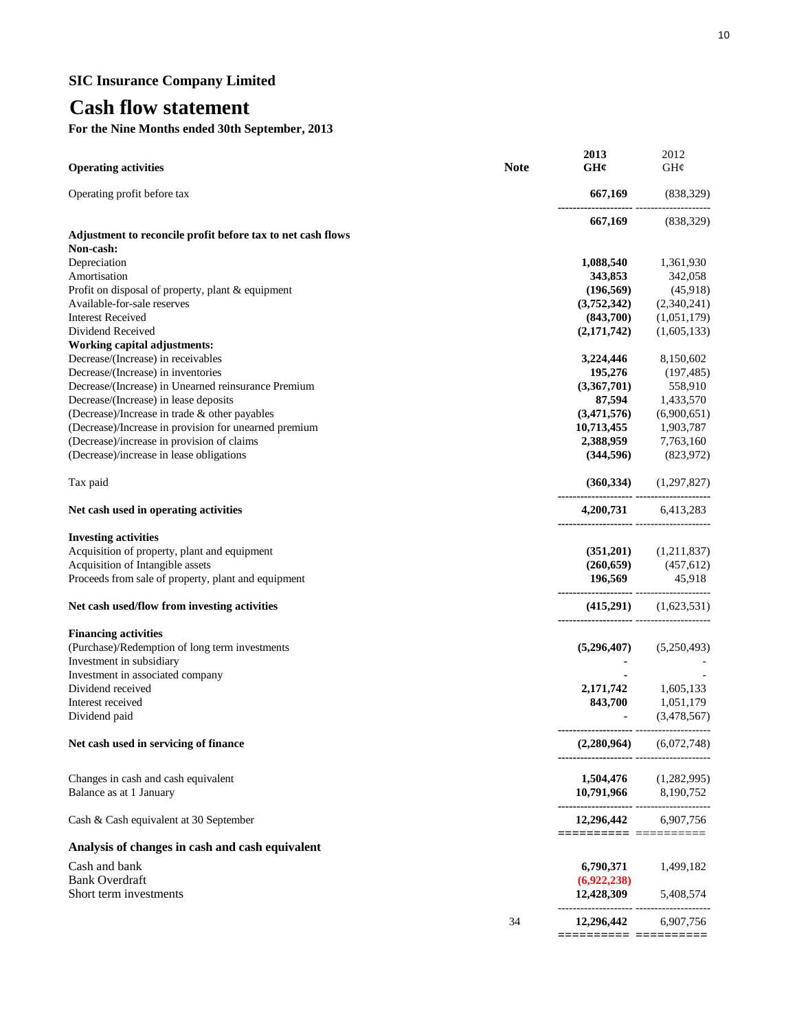## SIC Insurance Company Limited

# Cash flow statement

**For the Nine Months ended 30th September, 2013**

| **Operating activities** | **Note** | **2013 GH¢** | 2012 GH¢ |
|---|---|---|---|
| Operating profit before tax | | **667,169** | (838,329) |
| | | **667,169** | (838,329) |
| **Adjustment to reconcile profit before tax to net cash flows** | | | |
| **Non-cash:** | | | |
| Depreciation | | **1,088,540** | 1,361,930 |
| Amortisation | | **343,853** | 342,058 |
| Profit on disposal of property, plant & equipment | | **(196,569)** | (45,918) |
| Available-for-sale reserves | | **(3,752,342)** | (2,340,241) |
| Interest Received | | **(843,700)** | (1,051,179) |
| Dividend Received | | **(2,171,742)** | (1,605,133) |
| **Working capital adjustments:** | | | |
| Decrease/(Increase) in receivables | | **3,224,446** | 8,150,602 |
| Decrease/(Increase) in inventories | | **195,276** | (197,485) |
| Decrease/(Increase) in Unearned reinsurance Premium | | **(3,367,701)** | 558,910 |
| Decrease/(Increase) in lease deposits | | **87,594** | 1,433,570 |
| (Decrease)/Increase in trade & other payables | | **(3,471,576)** | (6,900,651) |
| (Decrease)/Increase in provision for unearned premium | | **10,713,455** | 1,903,787 |
| (Decrease)/increase in provision of claims | | **2,388,959** | 7,763,160 |
| (Decrease)/increase in lease obligations | | **(344,596)** | (823,972) |
| Tax paid | | **(360,334)** | (1,297,827) |
| **Net cash used in operating activities** | | **4,200,731** | 6,413,283 |
| **Investing activities** | | | |
| Acquisition of property, plant and equipment | | **(351,201)** | (1,211,837) |
| Acquisition of Intangible assets | | **(260,659)** | (457,612) |
| Proceeds from sale of property, plant and equipment | | **196,569** | 45,918 |
| **Net cash used/flow from investing activities** | | **(415,291)** | (1,623,531) |
| **Financing activities** | | | |
| (Purchase)/Redemption of long term investments | | **(5,296,407)** | (5,250,493) |
| Investment in subsidiary | | **-** | - |
| Investment in associated company | | **-** | - |
| Dividend received | | **2,171,742** | 1,605,133 |
| Interest received | | **843,700** | 1,051,179 |
| Dividend paid | | **-** | (3,478,567) |
| **Net cash used in servicing of finance** | | **(2,280,964)** | (6,072,748) |
| Changes in cash and cash equivalent | | **1,504,476** | (1,282,995) |
| Balance as at 1 January | | **10,791,966** | 8,190,752 |
| Cash & Cash equivalent at 30 September | | **12,296,442** | 6,907,756 |

### Analysis of changes in cash and cash equivalent

| | Note | 2013 GH¢ | 2012 GH¢ |
|---|---|---|---|
| Cash and bank | | **6,790,371** | 1,499,182 |
| Bank Overdraft | | **(6,922,238)** | |
| Short term investments | | **12,428,309** | 5,408,574 |
| | 34 | **12,296,442** | 6,907,756 |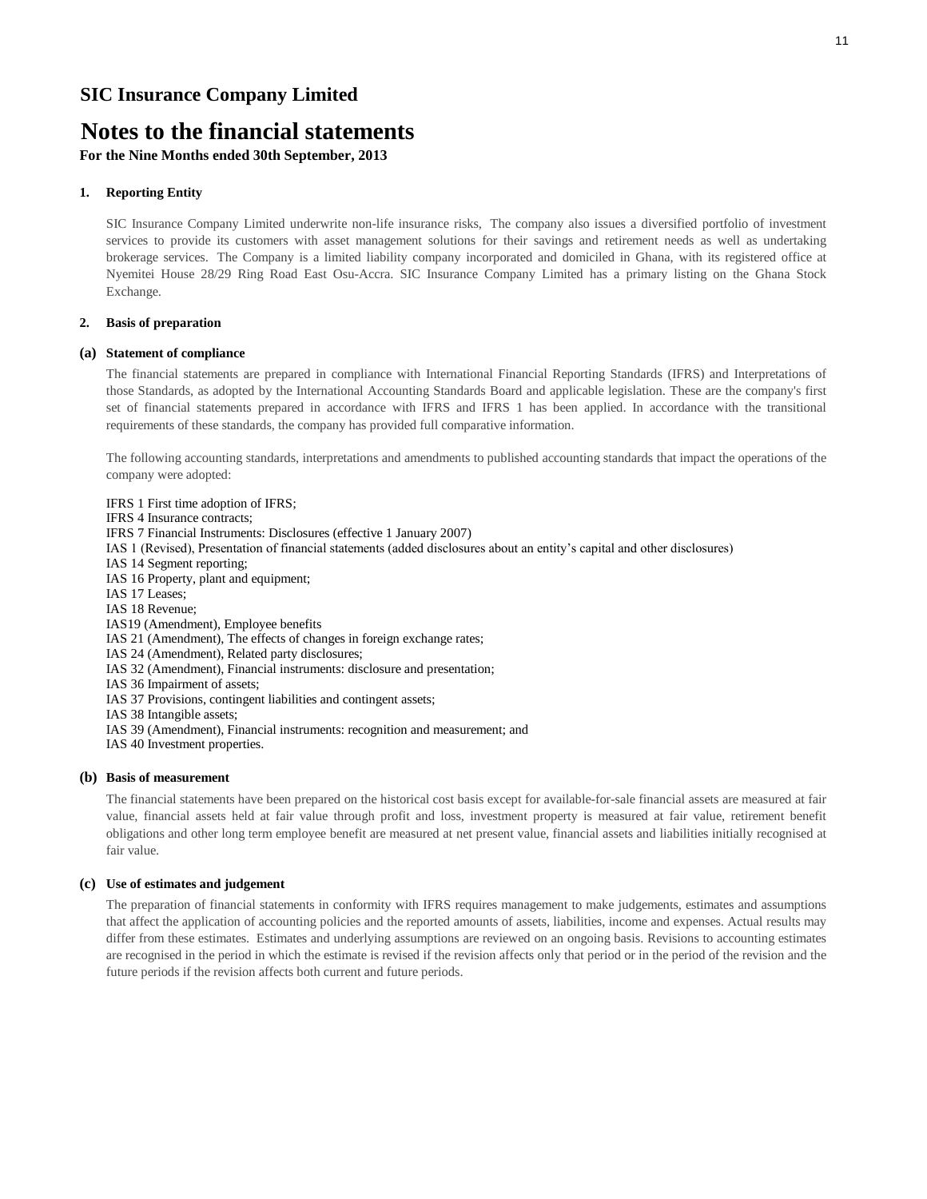## SIC Insurance Company Limited

# Notes to the financial statements

**For the Nine Months ended 30th September, 2013**

### 1. Reporting Entity

SIC Insurance Company Limited underwrite non-life insurance risks, The company also issues a diversified portfolio of investment services to provide its customers with asset management solutions for their savings and retirement needs as well as undertaking brokerage services. The Company is a limited liability company incorporated and domiciled in Ghana, with its registered office at Nyemitei House 28/29 Ring Road East Osu-Accra. SIC Insurance Company Limited has a primary listing on the Ghana Stock Exchange.

### 2. Basis of preparation

#### (a) Statement of compliance

The financial statements are prepared in compliance with International Financial Reporting Standards (IFRS) and Interpretations of those Standards, as adopted by the International Accounting Standards Board and applicable legislation. These are the company's first set of financial statements prepared in accordance with IFRS and IFRS 1 has been applied. In accordance with the transitional requirements of these standards, the company has provided full comparative information.

The following accounting standards, interpretations and amendments to published accounting standards that impact the operations of the company were adopted:

IFRS 1 First time adoption of IFRS;
IFRS 4 Insurance contracts;
IFRS 7 Financial Instruments: Disclosures (effective 1 January 2007)
IAS 1 (Revised), Presentation of financial statements (added disclosures about an entity's capital and other disclosures)
IAS 14 Segment reporting;
IAS 16 Property, plant and equipment;
IAS 17 Leases;
IAS 18 Revenue;
IAS19 (Amendment), Employee benefits
IAS 21 (Amendment), The effects of changes in foreign exchange rates;
IAS 24 (Amendment), Related party disclosures;
IAS 32 (Amendment), Financial instruments: disclosure and presentation;
IAS 36 Impairment of assets;
IAS 37 Provisions, contingent liabilities and contingent assets;
IAS 38 Intangible assets;
IAS 39 (Amendment), Financial instruments: recognition and measurement; and
IAS 40 Investment properties.

#### (b) Basis of measurement

The financial statements have been prepared on the historical cost basis except for available-for-sale financial assets are measured at fair value, financial assets held at fair value through profit and loss, investment property is measured at fair value, retirement benefit obligations and other long term employee benefit are measured at net present value, financial assets and liabilities initially recognised at fair value.

#### (c) Use of estimates and judgement

The preparation of financial statements in conformity with IFRS requires management to make judgements, estimates and assumptions that affect the application of accounting policies and the reported amounts of assets, liabilities, income and expenses. Actual results may differ from these estimates. Estimates and underlying assumptions are reviewed on an ongoing basis. Revisions to accounting estimates are recognised in the period in which the estimate is revised if the revision affects only that period or in the period of the revision and the future periods if the revision affects both current and future periods.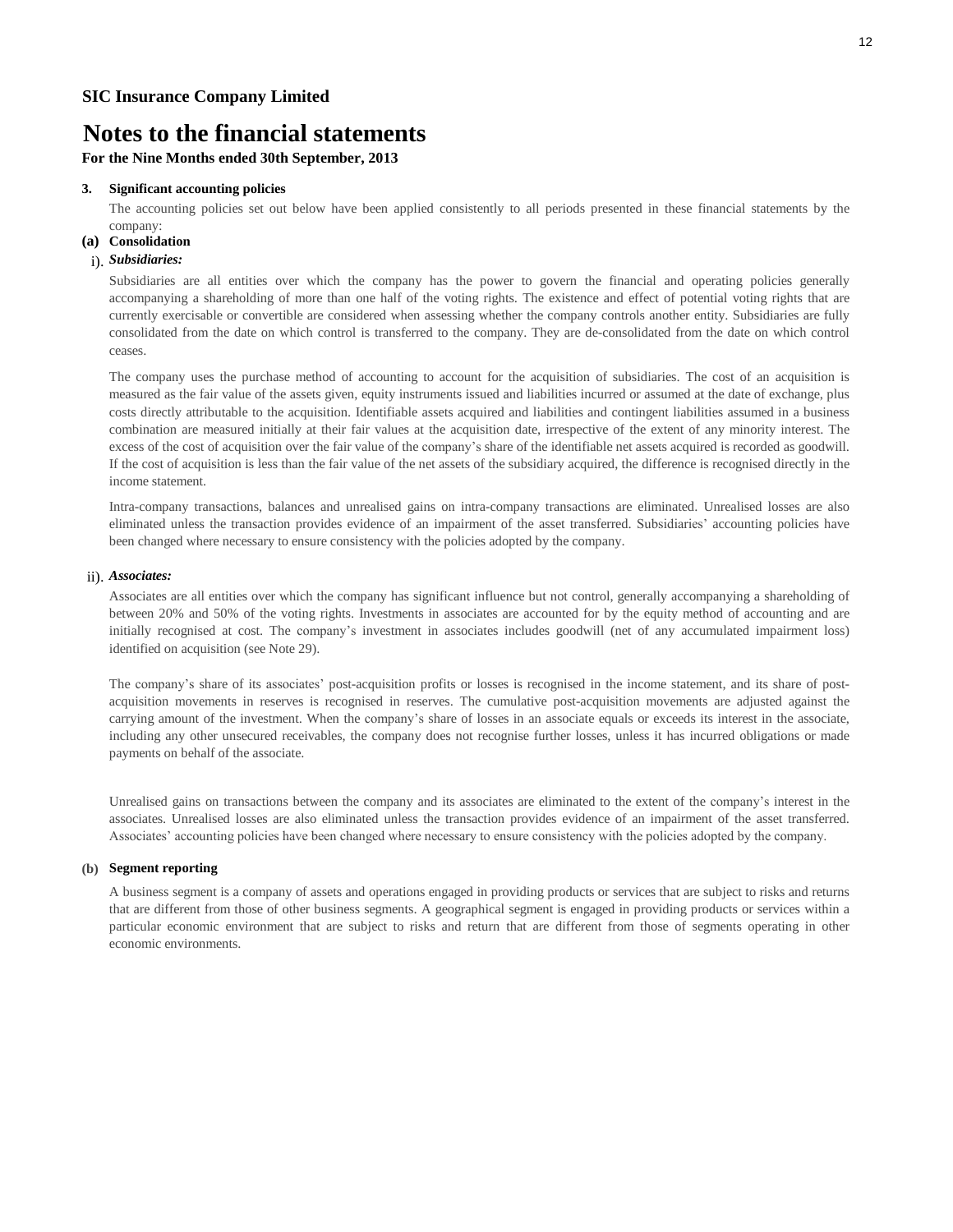**SIC Insurance Company Limited**

# Notes to the financial statements

**For the Nine Months ended 30th September, 2013**

**3. Significant accounting policies**

The accounting policies set out below have been applied consistently to all periods presented in these financial statements by the company:

**(a) Consolidation**

i). ***Subsidiaries:***

Subsidiaries are all entities over which the company has the power to govern the financial and operating policies generally accompanying a shareholding of more than one half of the voting rights. The existence and effect of potential voting rights that are currently exercisable or convertible are considered when assessing whether the company controls another entity. Subsidiaries are fully consolidated from the date on which control is transferred to the company. They are de-consolidated from the date on which control ceases.

The company uses the purchase method of accounting to account for the acquisition of subsidiaries. The cost of an acquisition is measured as the fair value of the assets given, equity instruments issued and liabilities incurred or assumed at the date of exchange, plus costs directly attributable to the acquisition. Identifiable assets acquired and liabilities and contingent liabilities assumed in a business combination are measured initially at their fair values at the acquisition date, irrespective of the extent of any minority interest. The excess of the cost of acquisition over the fair value of the company's share of the identifiable net assets acquired is recorded as goodwill. If the cost of acquisition is less than the fair value of the net assets of the subsidiary acquired, the difference is recognised directly in the income statement.

Intra-company transactions, balances and unrealised gains on intra-company transactions are eliminated. Unrealised losses are also eliminated unless the transaction provides evidence of an impairment of the asset transferred. Subsidiaries' accounting policies have been changed where necessary to ensure consistency with the policies adopted by the company.

ii). ***Associates:***

Associates are all entities over which the company has significant influence but not control, generally accompanying a shareholding of between 20% and 50% of the voting rights. Investments in associates are accounted for by the equity method of accounting and are initially recognised at cost. The company's investment in associates includes goodwill (net of any accumulated impairment loss) identified on acquisition (see Note 29).

The company's share of its associates' post-acquisition profits or losses is recognised in the income statement, and its share of post-acquisition movements in reserves is recognised in reserves. The cumulative post-acquisition movements are adjusted against the carrying amount of the investment. When the company's share of losses in an associate equals or exceeds its interest in the associate, including any other unsecured receivables, the company does not recognise further losses, unless it has incurred obligations or made payments on behalf of the associate.

Unrealised gains on transactions between the company and its associates are eliminated to the extent of the company's interest in the associates. Unrealised losses are also eliminated unless the transaction provides evidence of an impairment of the asset transferred. Associates' accounting policies have been changed where necessary to ensure consistency with the policies adopted by the company.

**(b) Segment reporting**

A business segment is a company of assets and operations engaged in providing products or services that are subject to risks and returns that are different from those of other business segments. A geographical segment is engaged in providing products or services within a particular economic environment that are subject to risks and return that are different from those of segments operating in other economic environments.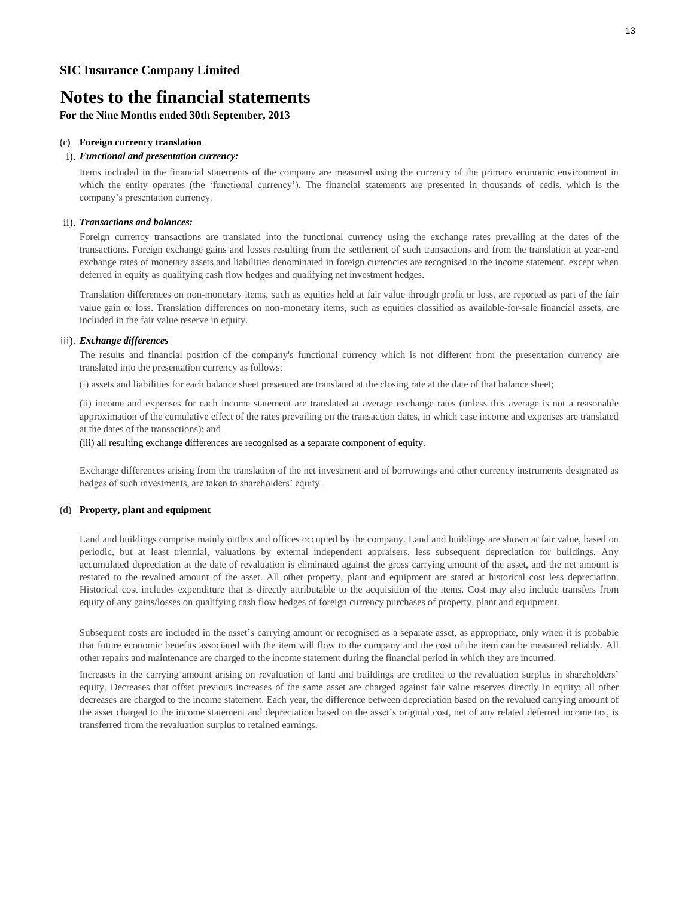**SIC Insurance Company Limited**

# Notes to the financial statements

**For the Nine Months ended 30th September, 2013**

**(c) Foreign currency translation**

i). ***Functional and presentation currency:***

Items included in the financial statements of the company are measured using the currency of the primary economic environment in which the entity operates (the 'functional currency'). The financial statements are presented in thousands of cedis, which is the company's presentation currency.

ii). ***Transactions and balances:***

Foreign currency transactions are translated into the functional currency using the exchange rates prevailing at the dates of the transactions. Foreign exchange gains and losses resulting from the settlement of such transactions and from the translation at year-end exchange rates of monetary assets and liabilities denominated in foreign currencies are recognised in the income statement, except when deferred in equity as qualifying cash flow hedges and qualifying net investment hedges.

Translation differences on non-monetary items, such as equities held at fair value through profit or loss, are reported as part of the fair value gain or loss. Translation differences on non-monetary items, such as equities classified as available-for-sale financial assets, are included in the fair value reserve in equity.

iii). ***Exchange differences***

The results and financial position of the company's functional currency which is not different from the presentation currency are translated into the presentation currency as follows:

(i) assets and liabilities for each balance sheet presented are translated at the closing rate at the date of that balance sheet;

(ii) income and expenses for each income statement are translated at average exchange rates (unless this average is not a reasonable approximation of the cumulative effect of the rates prevailing on the transaction dates, in which case income and expenses are translated at the dates of the transactions); and

(iii) all resulting exchange differences are recognised as a separate component of equity.

Exchange differences arising from the translation of the net investment and of borrowings and other currency instruments designated as hedges of such investments, are taken to shareholders' equity.

**(d) Property, plant and equipment**

Land and buildings comprise mainly outlets and offices occupied by the company. Land and buildings are shown at fair value, based on periodic, but at least triennial, valuations by external independent appraisers, less subsequent depreciation for buildings. Any accumulated depreciation at the date of revaluation is eliminated against the gross carrying amount of the asset, and the net amount is restated to the revalued amount of the asset. All other property, plant and equipment are stated at historical cost less depreciation. Historical cost includes expenditure that is directly attributable to the acquisition of the items. Cost may also include transfers from equity of any gains/losses on qualifying cash flow hedges of foreign currency purchases of property, plant and equipment.

Subsequent costs are included in the asset's carrying amount or recognised as a separate asset, as appropriate, only when it is probable that future economic benefits associated with the item will flow to the company and the cost of the item can be measured reliably. All other repairs and maintenance are charged to the income statement during the financial period in which they are incurred.

Increases in the carrying amount arising on revaluation of land and buildings are credited to the revaluation surplus in shareholders' equity. Decreases that offset previous increases of the same asset are charged against fair value reserves directly in equity; all other decreases are charged to the income statement. Each year, the difference between depreciation based on the revalued carrying amount of the asset charged to the income statement and depreciation based on the asset's original cost, net of any related deferred income tax, is transferred from the revaluation surplus to retained earnings.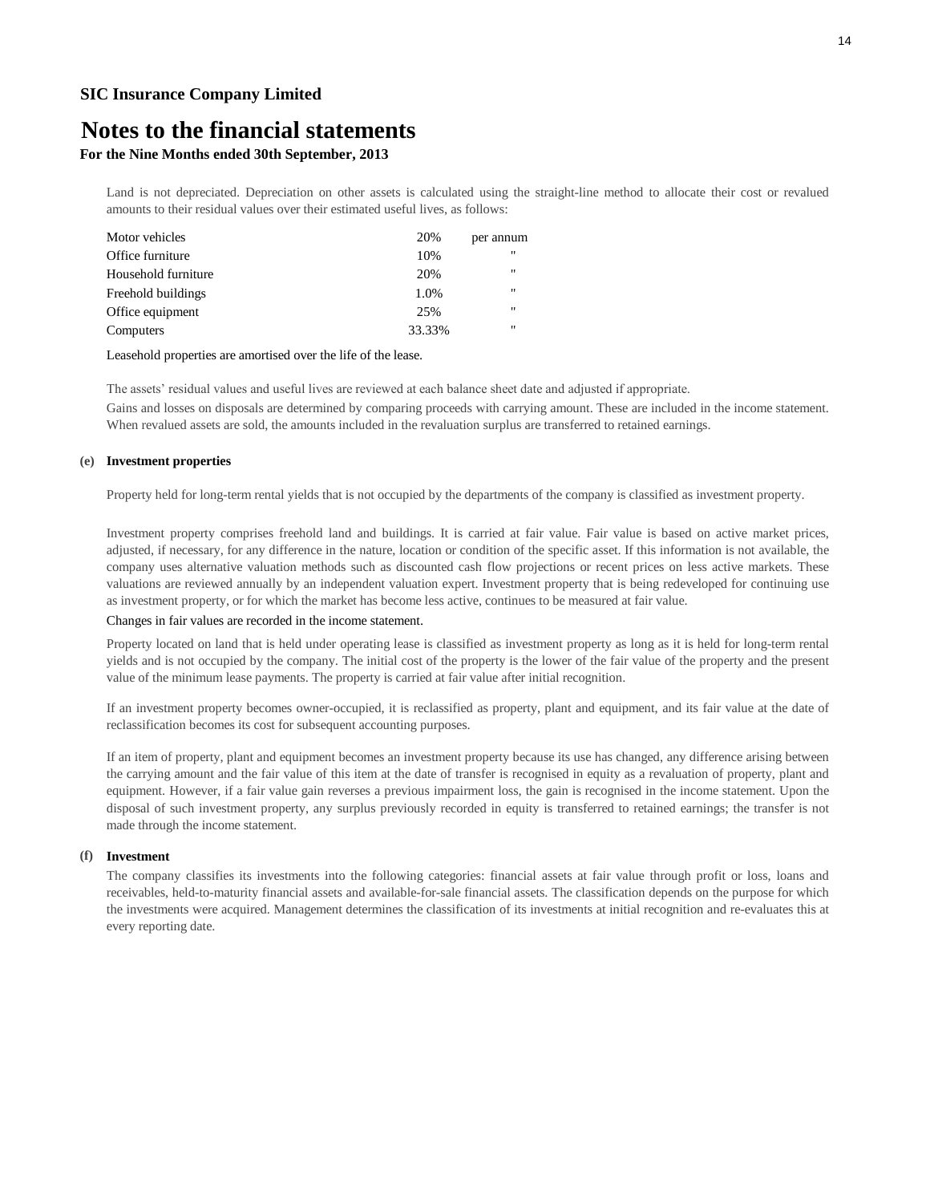**SIC Insurance Company Limited**

# Notes to the financial statements

**For the Nine Months ended 30th September, 2013**

Land is not depreciated. Depreciation on other assets is calculated using the straight-line method to allocate their cost or revalued amounts to their residual values over their estimated useful lives, as follows:

| | | |
|---|---|---|
| Motor vehicles | 20% | per annum |
| Office furniture | 10% | " |
| Household furniture | 20% | " |
| Freehold buildings | 1.0% | " |
| Office equipment | 25% | " |
| Computers | 33.33% | " |

Leasehold properties are amortised over the life of the lease.

The assets' residual values and useful lives are reviewed at each balance sheet date and adjusted if appropriate.

Gains and losses on disposals are determined by comparing proceeds with carrying amount. These are included in the income statement. When revalued assets are sold, the amounts included in the revaluation surplus are transferred to retained earnings.

**(e) Investment properties**

Property held for long-term rental yields that is not occupied by the departments of the company is classified as investment property.

Investment property comprises freehold land and buildings. It is carried at fair value. Fair value is based on active market prices, adjusted, if necessary, for any difference in the nature, location or condition of the specific asset. If this information is not available, the company uses alternative valuation methods such as discounted cash flow projections or recent prices on less active markets. These valuations are reviewed annually by an independent valuation expert. Investment property that is being redeveloped for continuing use as investment property, or for which the market has become less active, continues to be measured at fair value.

Changes in fair values are recorded in the income statement.

Property located on land that is held under operating lease is classified as investment property as long as it is held for long-term rental yields and is not occupied by the company. The initial cost of the property is the lower of the fair value of the property and the present value of the minimum lease payments. The property is carried at fair value after initial recognition.

If an investment property becomes owner-occupied, it is reclassified as property, plant and equipment, and its fair value at the date of reclassification becomes its cost for subsequent accounting purposes.

If an item of property, plant and equipment becomes an investment property because its use has changed, any difference arising between the carrying amount and the fair value of this item at the date of transfer is recognised in equity as a revaluation of property, plant and equipment. However, if a fair value gain reverses a previous impairment loss, the gain is recognised in the income statement. Upon the disposal of such investment property, any surplus previously recorded in equity is transferred to retained earnings; the transfer is not made through the income statement.

**(f) Investment**

The company classifies its investments into the following categories: financial assets at fair value through profit or loss, loans and receivables, held-to-maturity financial assets and available-for-sale financial assets. The classification depends on the purpose for which the investments were acquired. Management determines the classification of its investments at initial recognition and re-evaluates this at every reporting date.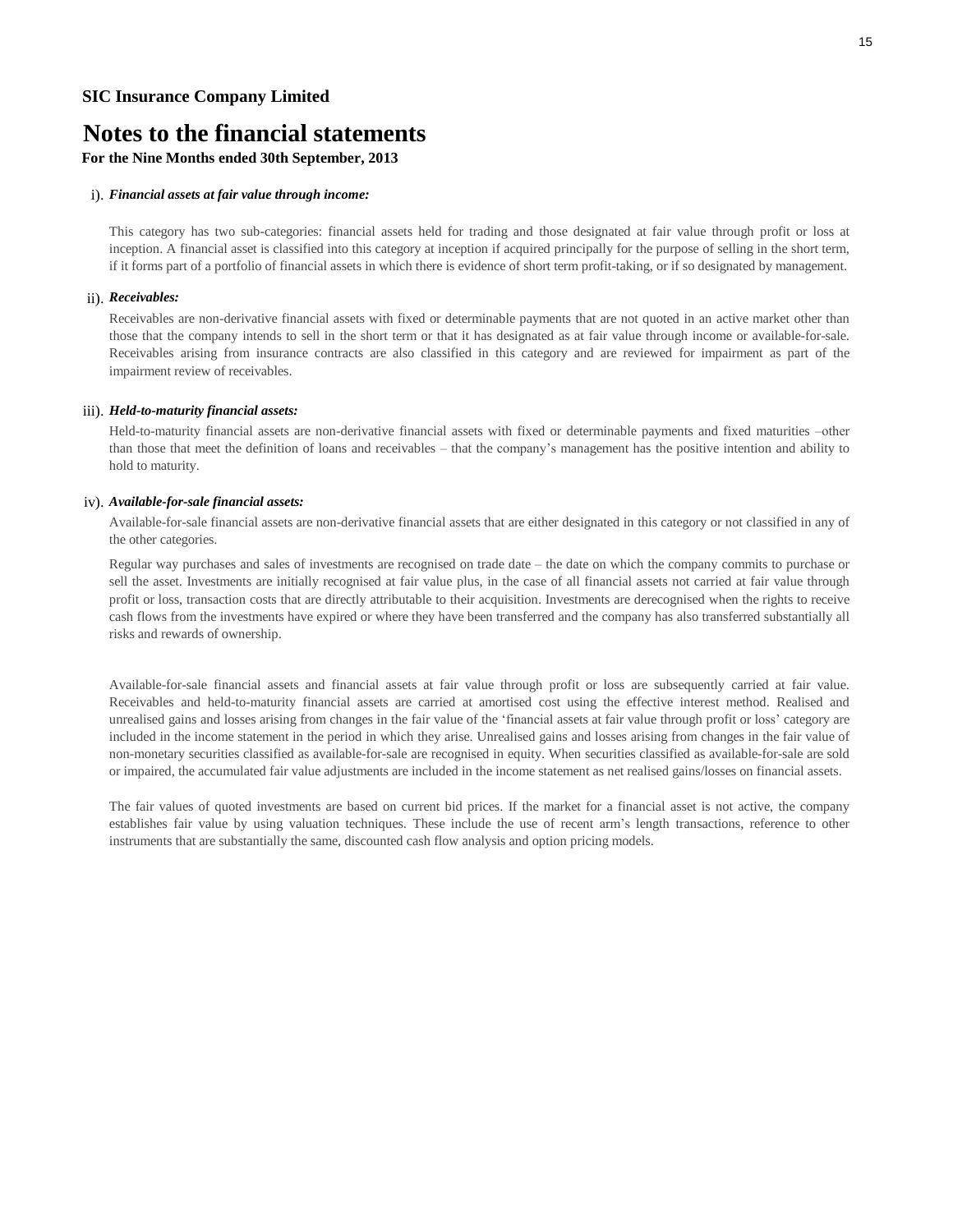**SIC Insurance Company Limited**

# Notes to the financial statements

**For the Nine Months ended 30th September, 2013**

i). ***Financial assets at fair value through income:***

This category has two sub-categories: financial assets held for trading and those designated at fair value through profit or loss at inception. A financial asset is classified into this category at inception if acquired principally for the purpose of selling in the short term, if it forms part of a portfolio of financial assets in which there is evidence of short term profit-taking, or if so designated by management.

ii). ***Receivables:***

Receivables are non-derivative financial assets with fixed or determinable payments that are not quoted in an active market other than those that the company intends to sell in the short term or that it has designated as at fair value through income or available-for-sale. Receivables arising from insurance contracts are also classified in this category and are reviewed for impairment as part of the impairment review of receivables.

iii). ***Held-to-maturity financial assets:***

Held-to-maturity financial assets are non-derivative financial assets with fixed or determinable payments and fixed maturities –other than those that meet the definition of loans and receivables – that the company's management has the positive intention and ability to hold to maturity.

iv). ***Available-for-sale financial assets:***

Available-for-sale financial assets are non-derivative financial assets that are either designated in this category or not classified in any of the other categories.

Regular way purchases and sales of investments are recognised on trade date – the date on which the company commits to purchase or sell the asset. Investments are initially recognised at fair value plus, in the case of all financial assets not carried at fair value through profit or loss, transaction costs that are directly attributable to their acquisition. Investments are derecognised when the rights to receive cash flows from the investments have expired or where they have been transferred and the company has also transferred substantially all risks and rewards of ownership.

Available-for-sale financial assets and financial assets at fair value through profit or loss are subsequently carried at fair value. Receivables and held-to-maturity financial assets are carried at amortised cost using the effective interest method. Realised and unrealised gains and losses arising from changes in the fair value of the 'financial assets at fair value through profit or loss' category are included in the income statement in the period in which they arise. Unrealised gains and losses arising from changes in the fair value of non-monetary securities classified as available-for-sale are recognised in equity. When securities classified as available-for-sale are sold or impaired, the accumulated fair value adjustments are included in the income statement as net realised gains/losses on financial assets.

The fair values of quoted investments are based on current bid prices. If the market for a financial asset is not active, the company establishes fair value by using valuation techniques. These include the use of recent arm's length transactions, reference to other instruments that are substantially the same, discounted cash flow analysis and option pricing models.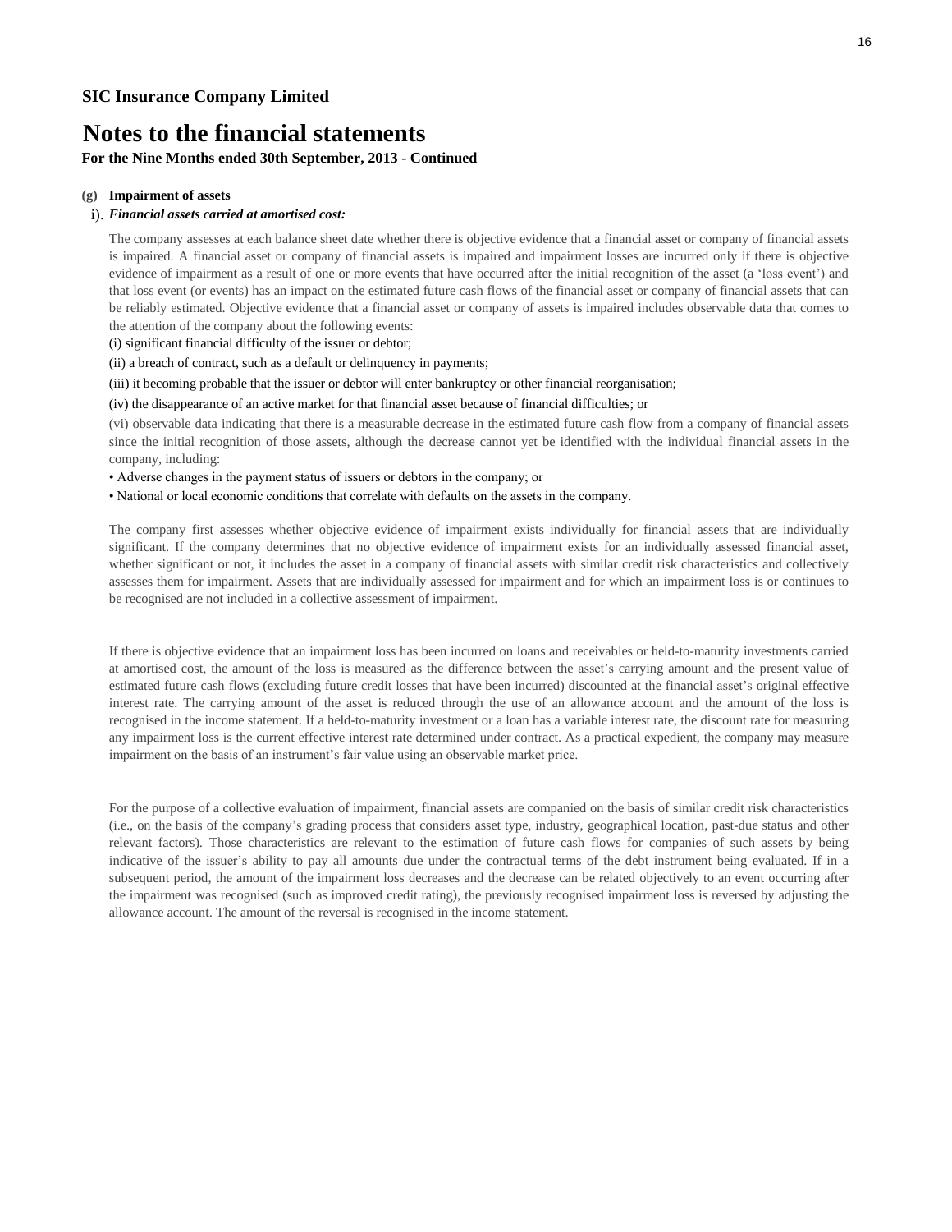**SIC Insurance Company Limited**

# Notes to the financial statements

**For the Nine Months ended 30th September, 2013 - Continued**

**(g) Impairment of assets**

i). ***Financial assets carried at amortised cost:***

The company assesses at each balance sheet date whether there is objective evidence that a financial asset or company of financial assets is impaired. A financial asset or company of financial assets is impaired and impairment losses are incurred only if there is objective evidence of impairment as a result of one or more events that have occurred after the initial recognition of the asset (a 'loss event') and that loss event (or events) has an impact on the estimated future cash flows of the financial asset or company of financial assets that can be reliably estimated. Objective evidence that a financial asset or company of assets is impaired includes observable data that comes to the attention of the company about the following events:

(i) significant financial difficulty of the issuer or debtor;

(ii) a breach of contract, such as a default or delinquency in payments;

(iii) it becoming probable that the issuer or debtor will enter bankruptcy or other financial reorganisation;

(iv) the disappearance of an active market for that financial asset because of financial difficulties; or

(vi) observable data indicating that there is a measurable decrease in the estimated future cash flow from a company of financial assets since the initial recognition of those assets, although the decrease cannot yet be identified with the individual financial assets in the company, including:

- Adverse changes in the payment status of issuers or debtors in the company; or
- National or local economic conditions that correlate with defaults on the assets in the company.

The company first assesses whether objective evidence of impairment exists individually for financial assets that are individually significant. If the company determines that no objective evidence of impairment exists for an individually assessed financial asset, whether significant or not, it includes the asset in a company of financial assets with similar credit risk characteristics and collectively assesses them for impairment. Assets that are individually assessed for impairment and for which an impairment loss is or continues to be recognised are not included in a collective assessment of impairment.

If there is objective evidence that an impairment loss has been incurred on loans and receivables or held-to-maturity investments carried at amortised cost, the amount of the loss is measured as the difference between the asset's carrying amount and the present value of estimated future cash flows (excluding future credit losses that have been incurred) discounted at the financial asset's original effective interest rate. The carrying amount of the asset is reduced through the use of an allowance account and the amount of the loss is recognised in the income statement. If a held-to-maturity investment or a loan has a variable interest rate, the discount rate for measuring any impairment loss is the current effective interest rate determined under contract. As a practical expedient, the company may measure impairment on the basis of an instrument's fair value using an observable market price.

For the purpose of a collective evaluation of impairment, financial assets are companied on the basis of similar credit risk characteristics (i.e., on the basis of the company's grading process that considers asset type, industry, geographical location, past-due status and other relevant factors). Those characteristics are relevant to the estimation of future cash flows for companies of such assets by being indicative of the issuer's ability to pay all amounts due under the contractual terms of the debt instrument being evaluated. If in a subsequent period, the amount of the impairment loss decreases and the decrease can be related objectively to an event occurring after the impairment was recognised (such as improved credit rating), the previously recognised impairment loss is reversed by adjusting the allowance account. The amount of the reversal is recognised in the income statement.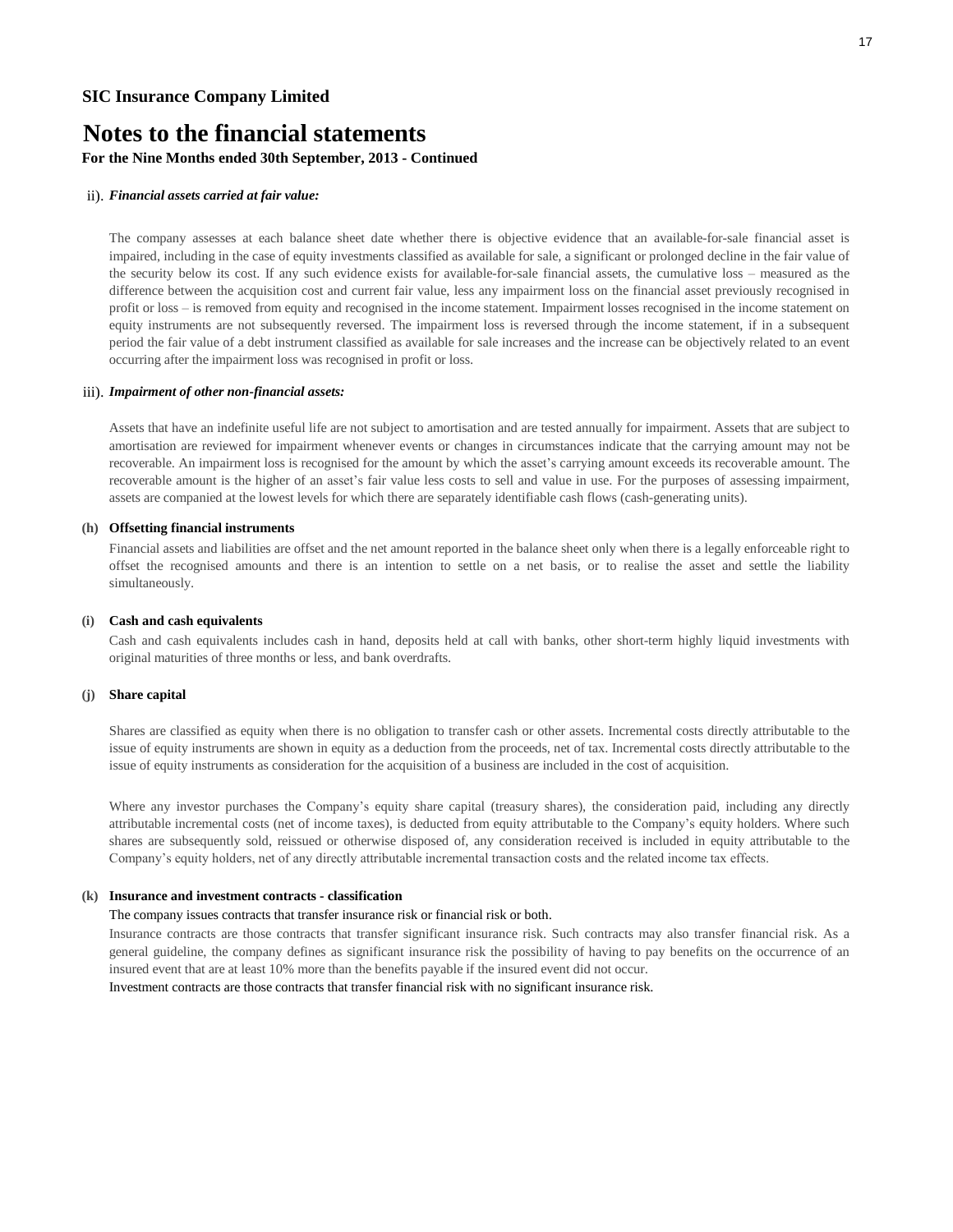**SIC Insurance Company Limited**

# Notes to the financial statements

**For the Nine Months ended 30th September, 2013 - Continued**

ii). ***Financial assets carried at fair value:***

The company assesses at each balance sheet date whether there is objective evidence that an available-for-sale financial asset is impaired, including in the case of equity investments classified as available for sale, a significant or prolonged decline in the fair value of the security below its cost. If any such evidence exists for available-for-sale financial assets, the cumulative loss – measured as the difference between the acquisition cost and current fair value, less any impairment loss on the financial asset previously recognised in profit or loss – is removed from equity and recognised in the income statement. Impairment losses recognised in the income statement on equity instruments are not subsequently reversed. The impairment loss is reversed through the income statement, if in a subsequent period the fair value of a debt instrument classified as available for sale increases and the increase can be objectively related to an event occurring after the impairment loss was recognised in profit or loss.

iii). ***Impairment of other non-financial assets:***

Assets that have an indefinite useful life are not subject to amortisation and are tested annually for impairment. Assets that are subject to amortisation are reviewed for impairment whenever events or changes in circumstances indicate that the carrying amount may not be recoverable. An impairment loss is recognised for the amount by which the asset's carrying amount exceeds its recoverable amount. The recoverable amount is the higher of an asset's fair value less costs to sell and value in use. For the purposes of assessing impairment, assets are companied at the lowest levels for which there are separately identifiable cash flows (cash-generating units).

**(h) Offsetting financial instruments**

Financial assets and liabilities are offset and the net amount reported in the balance sheet only when there is a legally enforceable right to offset the recognised amounts and there is an intention to settle on a net basis, or to realise the asset and settle the liability simultaneously.

**(i) Cash and cash equivalents**

Cash and cash equivalents includes cash in hand, deposits held at call with banks, other short-term highly liquid investments with original maturities of three months or less, and bank overdrafts.

**(j) Share capital**

Shares are classified as equity when there is no obligation to transfer cash or other assets. Incremental costs directly attributable to the issue of equity instruments are shown in equity as a deduction from the proceeds, net of tax. Incremental costs directly attributable to the issue of equity instruments as consideration for the acquisition of a business are included in the cost of acquisition.

Where any investor purchases the Company's equity share capital (treasury shares), the consideration paid, including any directly attributable incremental costs (net of income taxes), is deducted from equity attributable to the Company's equity holders. Where such shares are subsequently sold, reissued or otherwise disposed of, any consideration received is included in equity attributable to the Company's equity holders, net of any directly attributable incremental transaction costs and the related income tax effects.

**(k) Insurance and investment contracts - classification**

The company issues contracts that transfer insurance risk or financial risk or both.

Insurance contracts are those contracts that transfer significant insurance risk. Such contracts may also transfer financial risk. As a general guideline, the company defines as significant insurance risk the possibility of having to pay benefits on the occurrence of an insured event that are at least 10% more than the benefits payable if the insured event did not occur.

Investment contracts are those contracts that transfer financial risk with no significant insurance risk.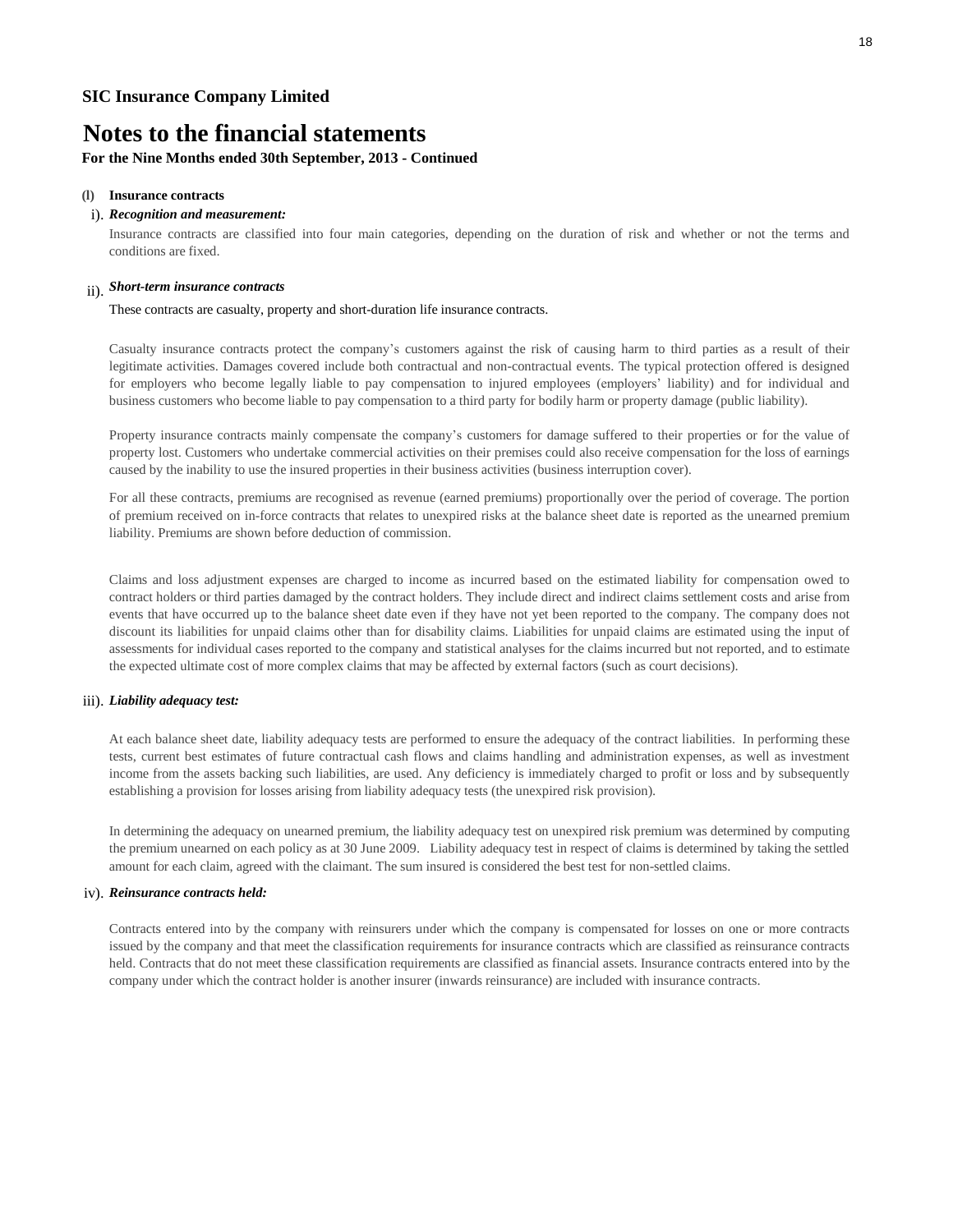**SIC Insurance Company Limited**

# Notes to the financial statements

**For the Nine Months ended 30th September, 2013 - Continued**

**(l) Insurance contracts**

i). ***Recognition and measurement:***

Insurance contracts are classified into four main categories, depending on the duration of risk and whether or not the terms and conditions are fixed.

ii). ***Short-term insurance contracts***

These contracts are casualty, property and short-duration life insurance contracts.

Casualty insurance contracts protect the company's customers against the risk of causing harm to third parties as a result of their legitimate activities. Damages covered include both contractual and non-contractual events. The typical protection offered is designed for employers who become legally liable to pay compensation to injured employees (employers' liability) and for individual and business customers who become liable to pay compensation to a third party for bodily harm or property damage (public liability).

Property insurance contracts mainly compensate the company's customers for damage suffered to their properties or for the value of property lost. Customers who undertake commercial activities on their premises could also receive compensation for the loss of earnings caused by the inability to use the insured properties in their business activities (business interruption cover).

For all these contracts, premiums are recognised as revenue (earned premiums) proportionally over the period of coverage. The portion of premium received on in-force contracts that relates to unexpired risks at the balance sheet date is reported as the unearned premium liability. Premiums are shown before deduction of commission.

Claims and loss adjustment expenses are charged to income as incurred based on the estimated liability for compensation owed to contract holders or third parties damaged by the contract holders. They include direct and indirect claims settlement costs and arise from events that have occurred up to the balance sheet date even if they have not yet been reported to the company. The company does not discount its liabilities for unpaid claims other than for disability claims. Liabilities for unpaid claims are estimated using the input of assessments for individual cases reported to the company and statistical analyses for the claims incurred but not reported, and to estimate the expected ultimate cost of more complex claims that may be affected by external factors (such as court decisions).

iii). ***Liability adequacy test:***

At each balance sheet date, liability adequacy tests are performed to ensure the adequacy of the contract liabilities. In performing these tests, current best estimates of future contractual cash flows and claims handling and administration expenses, as well as investment income from the assets backing such liabilities, are used. Any deficiency is immediately charged to profit or loss and by subsequently establishing a provision for losses arising from liability adequacy tests (the unexpired risk provision).

In determining the adequacy on unearned premium, the liability adequacy test on unexpired risk premium was determined by computing the premium unearned on each policy as at 30 June 2009. Liability adequacy test in respect of claims is determined by taking the settled amount for each claim, agreed with the claimant. The sum insured is considered the best test for non-settled claims.

iv). ***Reinsurance contracts held:***

Contracts entered into by the company with reinsurers under which the company is compensated for losses on one or more contracts issued by the company and that meet the classification requirements for insurance contracts which are classified as reinsurance contracts held. Contracts that do not meet these classification requirements are classified as financial assets. Insurance contracts entered into by the company under which the contract holder is another insurer (inwards reinsurance) are included with insurance contracts.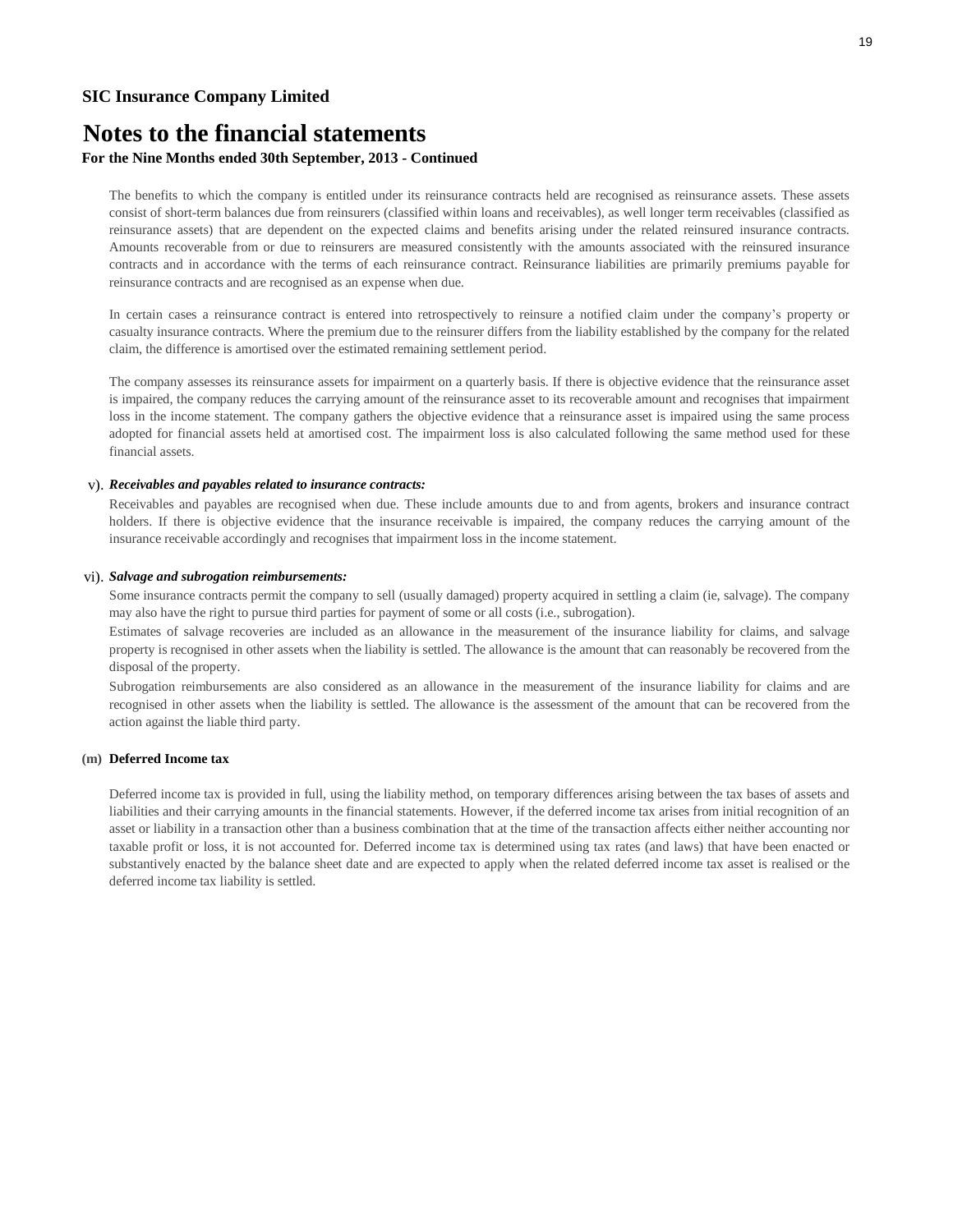**SIC Insurance Company Limited**

# Notes to the financial statements

**For the Nine Months ended 30th September, 2013 - Continued**

The benefits to which the company is entitled under its reinsurance contracts held are recognised as reinsurance assets. These assets consist of short-term balances due from reinsurers (classified within loans and receivables), as well longer term receivables (classified as reinsurance assets) that are dependent on the expected claims and benefits arising under the related reinsured insurance contracts. Amounts recoverable from or due to reinsurers are measured consistently with the amounts associated with the reinsured insurance contracts and in accordance with the terms of each reinsurance contract. Reinsurance liabilities are primarily premiums payable for reinsurance contracts and are recognised as an expense when due.

In certain cases a reinsurance contract is entered into retrospectively to reinsure a notified claim under the company's property or casualty insurance contracts. Where the premium due to the reinsurer differs from the liability established by the company for the related claim, the difference is amortised over the estimated remaining settlement period.

The company assesses its reinsurance assets for impairment on a quarterly basis. If there is objective evidence that the reinsurance asset is impaired, the company reduces the carrying amount of the reinsurance asset to its recoverable amount and recognises that impairment loss in the income statement. The company gathers the objective evidence that a reinsurance asset is impaired using the same process adopted for financial assets held at amortised cost. The impairment loss is also calculated following the same method used for these financial assets.

v). ***Receivables and payables related to insurance contracts:***

Receivables and payables are recognised when due. These include amounts due to and from agents, brokers and insurance contract holders. If there is objective evidence that the insurance receivable is impaired, the company reduces the carrying amount of the insurance receivable accordingly and recognises that impairment loss in the income statement.

vi). ***Salvage and subrogation reimbursements:***

Some insurance contracts permit the company to sell (usually damaged) property acquired in settling a claim (ie, salvage). The company may also have the right to pursue third parties for payment of some or all costs (i.e., subrogation).

Estimates of salvage recoveries are included as an allowance in the measurement of the insurance liability for claims, and salvage property is recognised in other assets when the liability is settled. The allowance is the amount that can reasonably be recovered from the disposal of the property.

Subrogation reimbursements are also considered as an allowance in the measurement of the insurance liability for claims and are recognised in other assets when the liability is settled. The allowance is the assessment of the amount that can be recovered from the action against the liable third party.

**(m) Deferred Income tax**

Deferred income tax is provided in full, using the liability method, on temporary differences arising between the tax bases of assets and liabilities and their carrying amounts in the financial statements. However, if the deferred income tax arises from initial recognition of an asset or liability in a transaction other than a business combination that at the time of the transaction affects either neither accounting nor taxable profit or loss, it is not accounted for. Deferred income tax is determined using tax rates (and laws) that have been enacted or substantively enacted by the balance sheet date and are expected to apply when the related deferred income tax asset is realised or the deferred income tax liability is settled.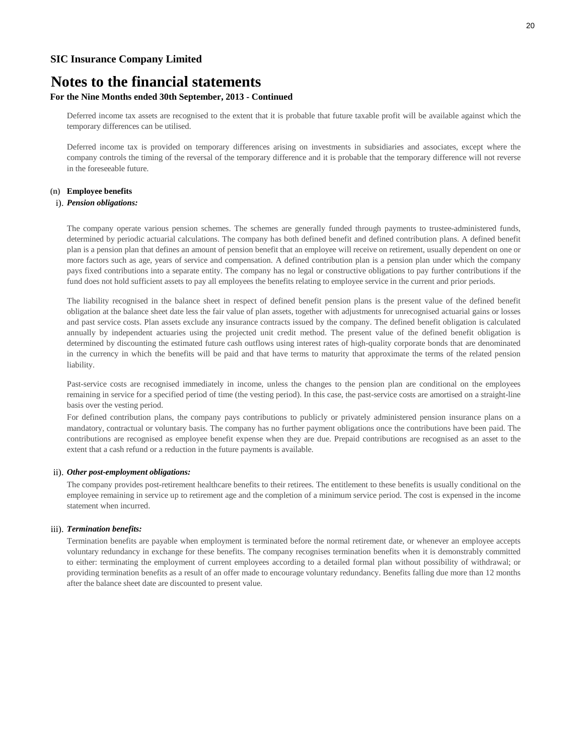**SIC Insurance Company Limited**

# Notes to the financial statements

**For the Nine Months ended 30th September, 2013 - Continued**

Deferred income tax assets are recognised to the extent that it is probable that future taxable profit will be available against which the temporary differences can be utilised.

Deferred income tax is provided on temporary differences arising on investments in subsidiaries and associates, except where the company controls the timing of the reversal of the temporary difference and it is probable that the temporary difference will not reverse in the foreseeable future.

**(n) Employee benefits**

i). ***Pension obligations:***

The company operate various pension schemes. The schemes are generally funded through payments to trustee-administered funds, determined by periodic actuarial calculations. The company has both defined benefit and defined contribution plans. A defined benefit plan is a pension plan that defines an amount of pension benefit that an employee will receive on retirement, usually dependent on one or more factors such as age, years of service and compensation. A defined contribution plan is a pension plan under which the company pays fixed contributions into a separate entity. The company has no legal or constructive obligations to pay further contributions if the fund does not hold sufficient assets to pay all employees the benefits relating to employee service in the current and prior periods.

The liability recognised in the balance sheet in respect of defined benefit pension plans is the present value of the defined benefit obligation at the balance sheet date less the fair value of plan assets, together with adjustments for unrecognised actuarial gains or losses and past service costs. Plan assets exclude any insurance contracts issued by the company. The defined benefit obligation is calculated annually by independent actuaries using the projected unit credit method. The present value of the defined benefit obligation is determined by discounting the estimated future cash outflows using interest rates of high-quality corporate bonds that are denominated in the currency in which the benefits will be paid and that have terms to maturity that approximate the terms of the related pension liability.

Past-service costs are recognised immediately in income, unless the changes to the pension plan are conditional on the employees remaining in service for a specified period of time (the vesting period). In this case, the past-service costs are amortised on a straight-line basis over the vesting period.

For defined contribution plans, the company pays contributions to publicly or privately administered pension insurance plans on a mandatory, contractual or voluntary basis. The company has no further payment obligations once the contributions have been paid. The contributions are recognised as employee benefit expense when they are due. Prepaid contributions are recognised as an asset to the extent that a cash refund or a reduction in the future payments is available.

ii). ***Other post-employment obligations:***

The company provides post-retirement healthcare benefits to their retirees. The entitlement to these benefits is usually conditional on the employee remaining in service up to retirement age and the completion of a minimum service period. The cost is expensed in the income statement when incurred.

iii). ***Termination benefits:***

Termination benefits are payable when employment is terminated before the normal retirement date, or whenever an employee accepts voluntary redundancy in exchange for these benefits. The company recognises termination benefits when it is demonstrably committed to either: terminating the employment of current employees according to a detailed formal plan without possibility of withdrawal; or providing termination benefits as a result of an offer made to encourage voluntary redundancy. Benefits falling due more than 12 months after the balance sheet date are discounted to present value.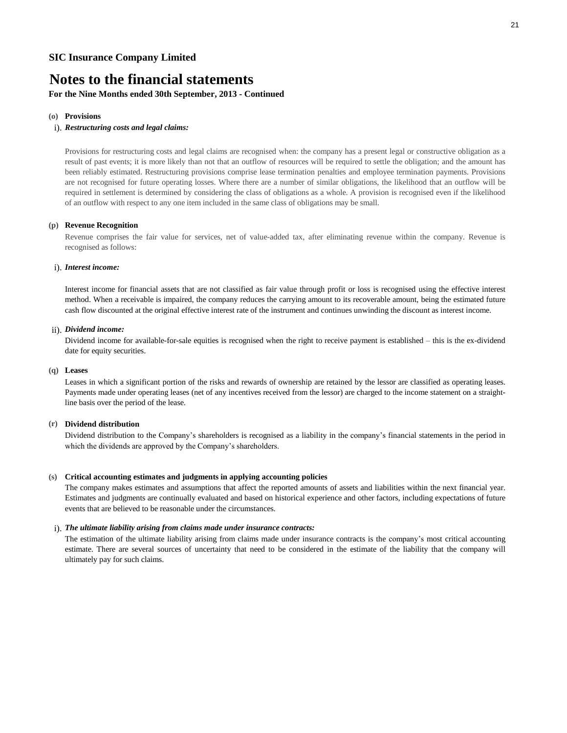**SIC Insurance Company Limited**

# Notes to the financial statements

**For the Nine Months ended 30th September, 2013 - Continued**

**(o) Provisions**

i). ***Restructuring costs and legal claims:***

Provisions for restructuring costs and legal claims are recognised when: the company has a present legal or constructive obligation as a result of past events; it is more likely than not that an outflow of resources will be required to settle the obligation; and the amount has been reliably estimated. Restructuring provisions comprise lease termination penalties and employee termination payments. Provisions are not recognised for future operating losses. Where there are a number of similar obligations, the likelihood that an outflow will be required in settlement is determined by considering the class of obligations as a whole. A provision is recognised even if the likelihood of an outflow with respect to any one item included in the same class of obligations may be small.

**(p) Revenue Recognition**

Revenue comprises the fair value for services, net of value-added tax, after eliminating revenue within the company. Revenue is recognised as follows:

i). ***Interest income:***

Interest income for financial assets that are not classified as fair value through profit or loss is recognised using the effective interest method. When a receivable is impaired, the company reduces the carrying amount to its recoverable amount, being the estimated future cash flow discounted at the original effective interest rate of the instrument and continues unwinding the discount as interest income.

ii). ***Dividend income:***

Dividend income for available-for-sale equities is recognised when the right to receive payment is established – this is the ex-dividend date for equity securities.

**(q) Leases**

Leases in which a significant portion of the risks and rewards of ownership are retained by the lessor are classified as operating leases. Payments made under operating leases (net of any incentives received from the lessor) are charged to the income statement on a straight-line basis over the period of the lease.

**(r) Dividend distribution**

Dividend distribution to the Company's shareholders is recognised as a liability in the company's financial statements in the period in which the dividends are approved by the Company's shareholders.

**(s) Critical accounting estimates and judgments in applying accounting policies**

The company makes estimates and assumptions that affect the reported amounts of assets and liabilities within the next financial year. Estimates and judgments are continually evaluated and based on historical experience and other factors, including expectations of future events that are believed to be reasonable under the circumstances.

i). ***The ultimate liability arising from claims made under insurance contracts:***

The estimation of the ultimate liability arising from claims made under insurance contracts is the company's most critical accounting estimate. There are several sources of uncertainty that need to be considered in the estimate of the liability that the company will ultimately pay for such claims.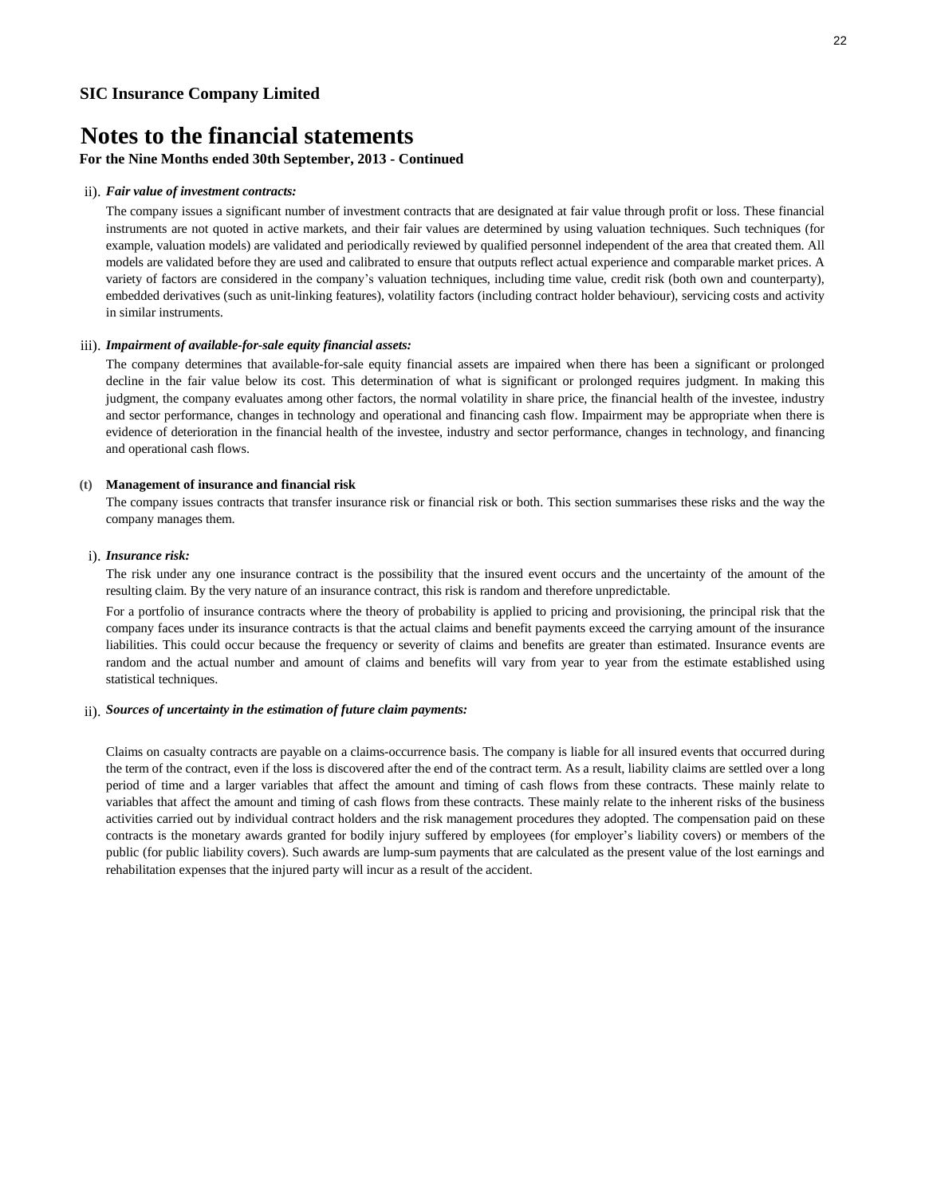**SIC Insurance Company Limited**

# Notes to the financial statements

**For the Nine Months ended 30th September, 2013 - Continued**

ii). ***Fair value of investment contracts:***

The company issues a significant number of investment contracts that are designated at fair value through profit or loss. These financial instruments are not quoted in active markets, and their fair values are determined by using valuation techniques. Such techniques (for example, valuation models) are validated and periodically reviewed by qualified personnel independent of the area that created them. All models are validated before they are used and calibrated to ensure that outputs reflect actual experience and comparable market prices. A variety of factors are considered in the company's valuation techniques, including time value, credit risk (both own and counterparty), embedded derivatives (such as unit-linking features), volatility factors (including contract holder behaviour), servicing costs and activity in similar instruments.

iii). ***Impairment of available-for-sale equity financial assets:***

The company determines that available-for-sale equity financial assets are impaired when there has been a significant or prolonged decline in the fair value below its cost. This determination of what is significant or prolonged requires judgment. In making this judgment, the company evaluates among other factors, the normal volatility in share price, the financial health of the investee, industry and sector performance, changes in technology and operational and financing cash flow. Impairment may be appropriate when there is evidence of deterioration in the financial health of the investee, industry and sector performance, changes in technology, and financing and operational cash flows.

**(t) Management of insurance and financial risk**

The company issues contracts that transfer insurance risk or financial risk or both. This section summarises these risks and the way the company manages them.

i). ***Insurance risk:***

The risk under any one insurance contract is the possibility that the insured event occurs and the uncertainty of the amount of the resulting claim. By the very nature of an insurance contract, this risk is random and therefore unpredictable.

For a portfolio of insurance contracts where the theory of probability is applied to pricing and provisioning, the principal risk that the company faces under its insurance contracts is that the actual claims and benefit payments exceed the carrying amount of the insurance liabilities. This could occur because the frequency or severity of claims and benefits are greater than estimated. Insurance events are random and the actual number and amount of claims and benefits will vary from year to year from the estimate established using statistical techniques.

ii). ***Sources of uncertainty in the estimation of future claim payments:***

Claims on casualty contracts are payable on a claims-occurrence basis. The company is liable for all insured events that occurred during the term of the contract, even if the loss is discovered after the end of the contract term. As a result, liability claims are settled over a long period of time and a larger variables that affect the amount and timing of cash flows from these contracts. These mainly relate to variables that affect the amount and timing of cash flows from these contracts. These mainly relate to the inherent risks of the business activities carried out by individual contract holders and the risk management procedures they adopted. The compensation paid on these contracts is the monetary awards granted for bodily injury suffered by employees (for employer's liability covers) or members of the public (for public liability covers). Such awards are lump-sum payments that are calculated as the present value of the lost earnings and rehabilitation expenses that the injured party will incur as a result of the accident.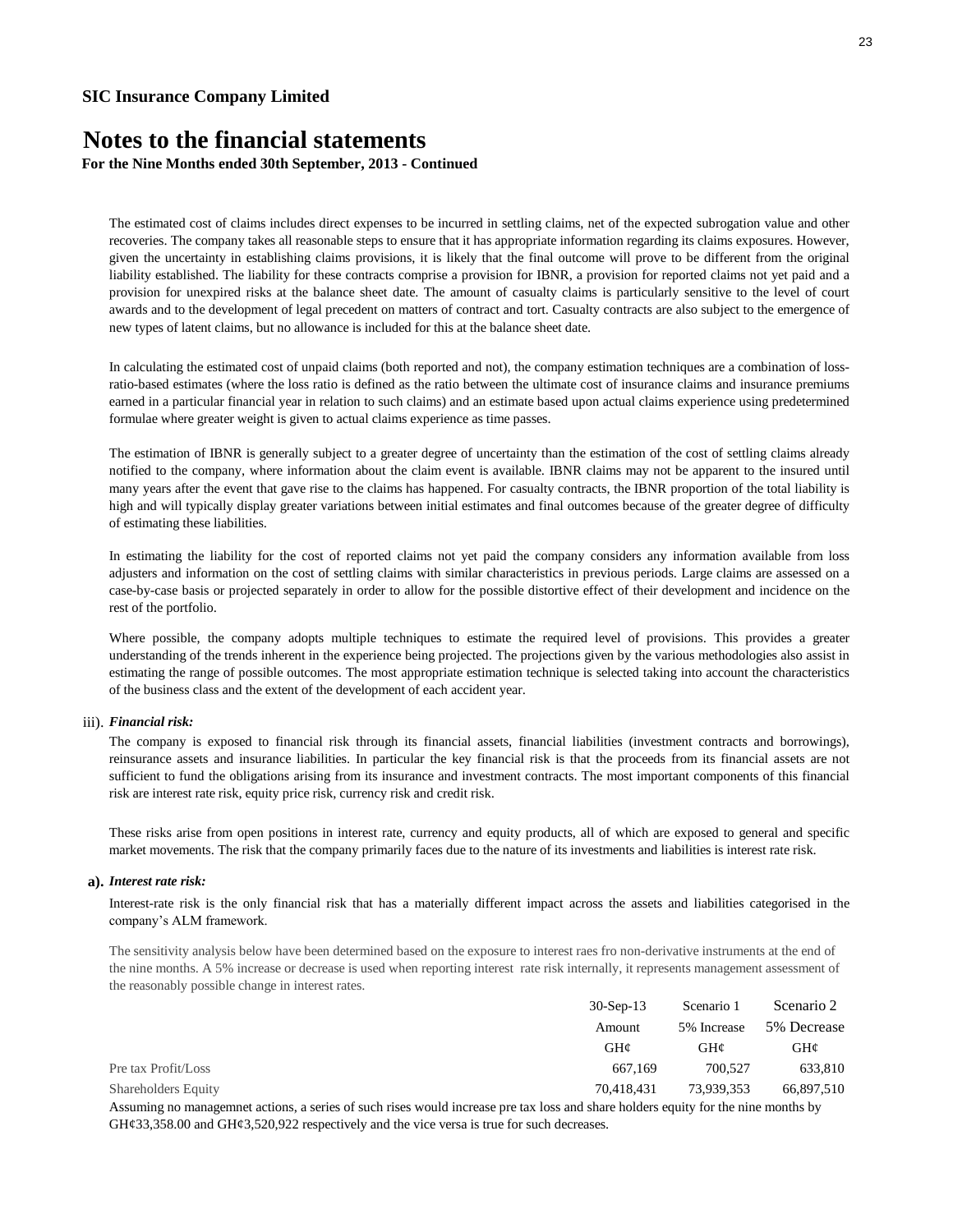**SIC Insurance Company Limited**

# Notes to the financial statements

**For the Nine Months ended 30th September, 2013 - Continued**

The estimated cost of claims includes direct expenses to be incurred in settling claims, net of the expected subrogation value and other recoveries. The company takes all reasonable steps to ensure that it has appropriate information regarding its claims exposures. However, given the uncertainty in establishing claims provisions, it is likely that the final outcome will prove to be different from the original liability established. The liability for these contracts comprise a provision for IBNR, a provision for reported claims not yet paid and a provision for unexpired risks at the balance sheet date. The amount of casualty claims is particularly sensitive to the level of court awards and to the development of legal precedent on matters of contract and tort. Casualty contracts are also subject to the emergence of new types of latent claims, but no allowance is included for this at the balance sheet date.

In calculating the estimated cost of unpaid claims (both reported and not), the company estimation techniques are a combination of loss-ratio-based estimates (where the loss ratio is defined as the ratio between the ultimate cost of insurance claims and insurance premiums earned in a particular financial year in relation to such claims) and an estimate based upon actual claims experience using predetermined formulae where greater weight is given to actual claims experience as time passes.

The estimation of IBNR is generally subject to a greater degree of uncertainty than the estimation of the cost of settling claims already notified to the company, where information about the claim event is available. IBNR claims may not be apparent to the insured until many years after the event that gave rise to the claims has happened. For casualty contracts, the IBNR proportion of the total liability is high and will typically display greater variations between initial estimates and final outcomes because of the greater degree of difficulty of estimating these liabilities.

In estimating the liability for the cost of reported claims not yet paid the company considers any information available from loss adjusters and information on the cost of settling claims with similar characteristics in previous periods. Large claims are assessed on a case-by-case basis or projected separately in order to allow for the possible distortive effect of their development and incidence on the rest of the portfolio.

Where possible, the company adopts multiple techniques to estimate the required level of provisions. This provides a greater understanding of the trends inherent in the experience being projected. The projections given by the various methodologies also assist in estimating the range of possible outcomes. The most appropriate estimation technique is selected taking into account the characteristics of the business class and the extent of the development of each accident year.

iii). ***Financial risk:***

The company is exposed to financial risk through its financial assets, financial liabilities (investment contracts and borrowings), reinsurance assets and insurance liabilities. In particular the key financial risk is that the proceeds from its financial assets are not sufficient to fund the obligations arising from its insurance and investment contracts. The most important components of this financial risk are interest rate risk, equity price risk, currency risk and credit risk.

These risks arise from open positions in interest rate, currency and equity products, all of which are exposed to general and specific market movements. The risk that the company primarily faces due to the nature of its investments and liabilities is interest rate risk.

**a).** ***Interest rate risk:***

Interest-rate risk is the only financial risk that has a materially different impact across the assets and liabilities categorised in the company's ALM framework.

The sensitivity analysis below have been determined based on the exposure to interest raes fro non-derivative instruments at the end of the nine months. A 5% increase or decrease is used when reporting interest rate risk internally, it represents management assessment of the reasonably possible change in interest rates.

| | 30-Sep-13 | Scenario 1 | Scenario 2 |
|---|---|---|---|
| | Amount | 5% Increase | 5% Decrease |
| | GH¢ | GH¢ | GH¢ |
| Pre tax Profit/Loss | 667,169 | 700,527 | 633,810 |
| Shareholders Equity | 70,418,431 | 73,939,353 | 66,897,510 |

Assuming no managemnet actions, a series of such rises would increase pre tax loss and share holders equity for the nine months by GH¢33,358.00 and GH¢3,520,922 respectively and the vice versa is true for such decreases.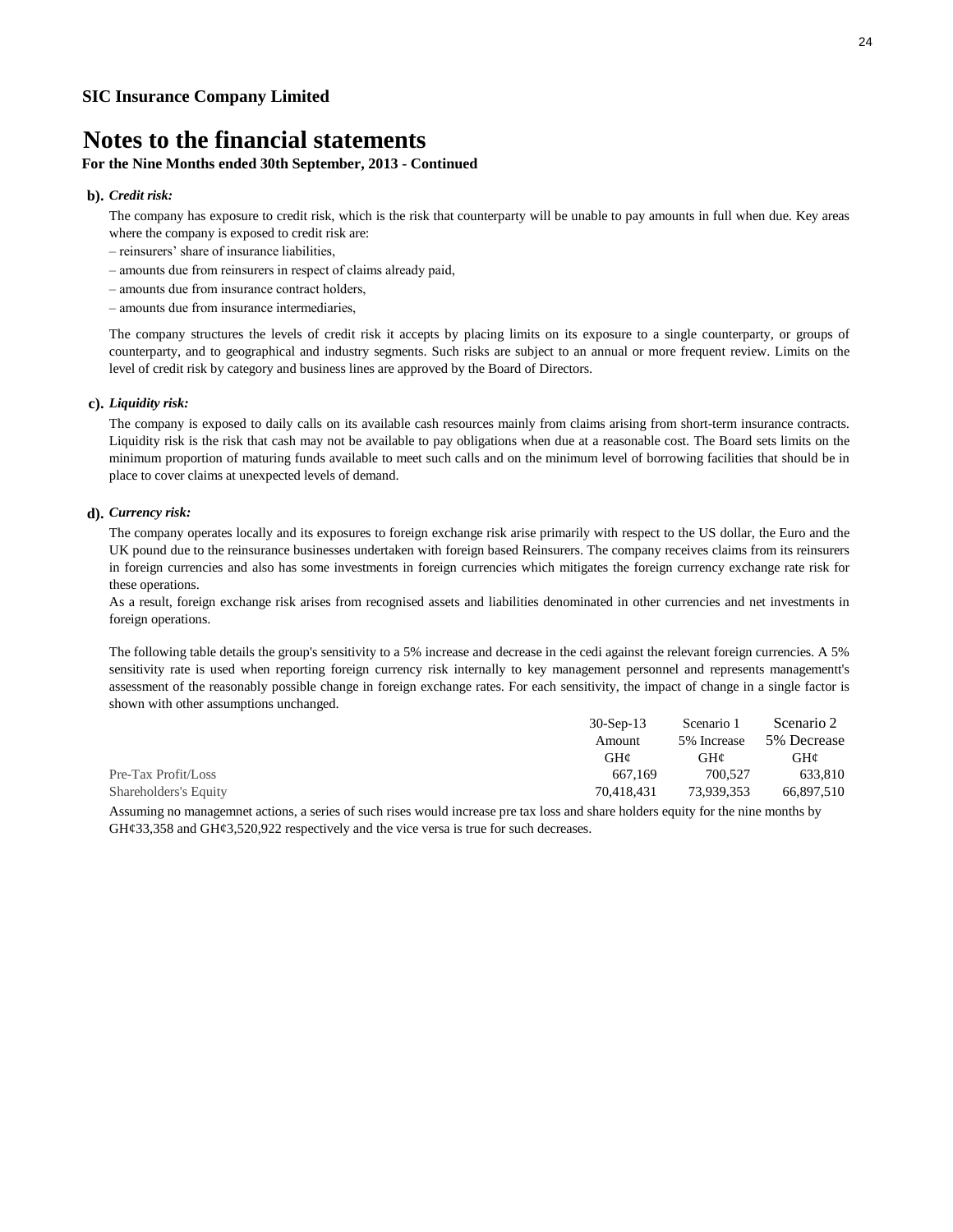## SIC Insurance Company Limited

# Notes to the financial statements

**For the Nine Months ended 30th September, 2013 - Continued**

**b).** ***Credit risk:***

The company has exposure to credit risk, which is the risk that counterparty will be unable to pay amounts in full when due. Key areas where the company is exposed to credit risk are:

– reinsurers' share of insurance liabilities,

– amounts due from reinsurers in respect of claims already paid,

– amounts due from insurance contract holders,

– amounts due from insurance intermediaries,

The company structures the levels of credit risk it accepts by placing limits on its exposure to a single counterparty, or groups of counterparty, and to geographical and industry segments. Such risks are subject to an annual or more frequent review. Limits on the level of credit risk by category and business lines are approved by the Board of Directors.

**c).** ***Liquidity risk:***

The company is exposed to daily calls on its available cash resources mainly from claims arising from short-term insurance contracts. Liquidity risk is the risk that cash may not be available to pay obligations when due at a reasonable cost. The Board sets limits on the minimum proportion of maturing funds available to meet such calls and on the minimum level of borrowing facilities that should be in place to cover claims at unexpected levels of demand.

**d).** ***Currency risk:***

The company operates locally and its exposures to foreign exchange risk arise primarily with respect to the US dollar, the Euro and the UK pound due to the reinsurance businesses undertaken with foreign based Reinsurers. The company receives claims from its reinsurers in foreign currencies and also has some investments in foreign currencies which mitigates the foreign currency exchange rate risk for these operations.

As a result, foreign exchange risk arises from recognised assets and liabilities denominated in other currencies and net investments in foreign operations.

The following table details the group's sensitivity to a 5% increase and decrease in the cedi against the relevant foreign currencies. A 5% sensitivity rate is used when reporting foreign currency risk internally to key management personnel and represents managementt's assessment of the reasonably possible change in foreign exchange rates. For each sensitivity, the impact of change in a single factor is shown with other assumptions unchanged.

| | 30-Sep-13 | Scenario 1 | Scenario 2 |
|---|---|---|---|
| | Amount | 5% Increase | 5% Decrease |
| | GH¢ | GH¢ | GH¢ |
| Pre-Tax Profit/Loss | 667,169 | 700,527 | 633,810 |
| Shareholders's Equity | 70,418,431 | 73,939,353 | 66,897,510 |

Assuming no managemnet actions, a series of such rises would increase pre tax loss and share holders equity for the nine months by GH¢33,358 and GH¢3,520,922 respectively and the vice versa is true for such decreases.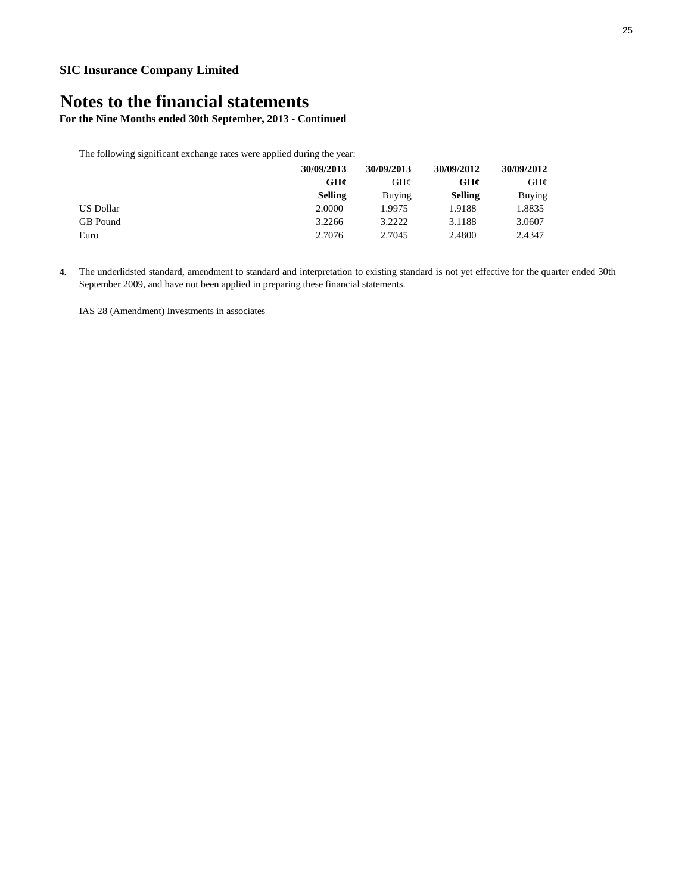**SIC Insurance Company Limited**

# Notes to the financial statements

**For the Nine Months ended 30th September, 2013 - Continued**

The following significant exchange rates were applied during the year:

| | **30/09/2013** | **30/09/2013** | **30/09/2012** | **30/09/2012** |
|---|---|---|---|---|
| | **GH¢** | GH¢ | **GH¢** | GH¢ |
| | **Selling** | Buying | **Selling** | Buying |
| US Dollar | 2.0000 | 1.9975 | 1.9188 | 1.8835 |
| GB Pound | 3.2266 | 3.2222 | 3.1188 | 3.0607 |
| Euro | 2.7076 | 2.7045 | 2.4800 | 2.4347 |

**4.** The underlidsted standard, amendment to standard and interpretation to existing standard is not yet effective for the quarter ended 30th September 2009, and have not been applied in preparing these financial statements.

IAS 28 (Amendment) Investments in associates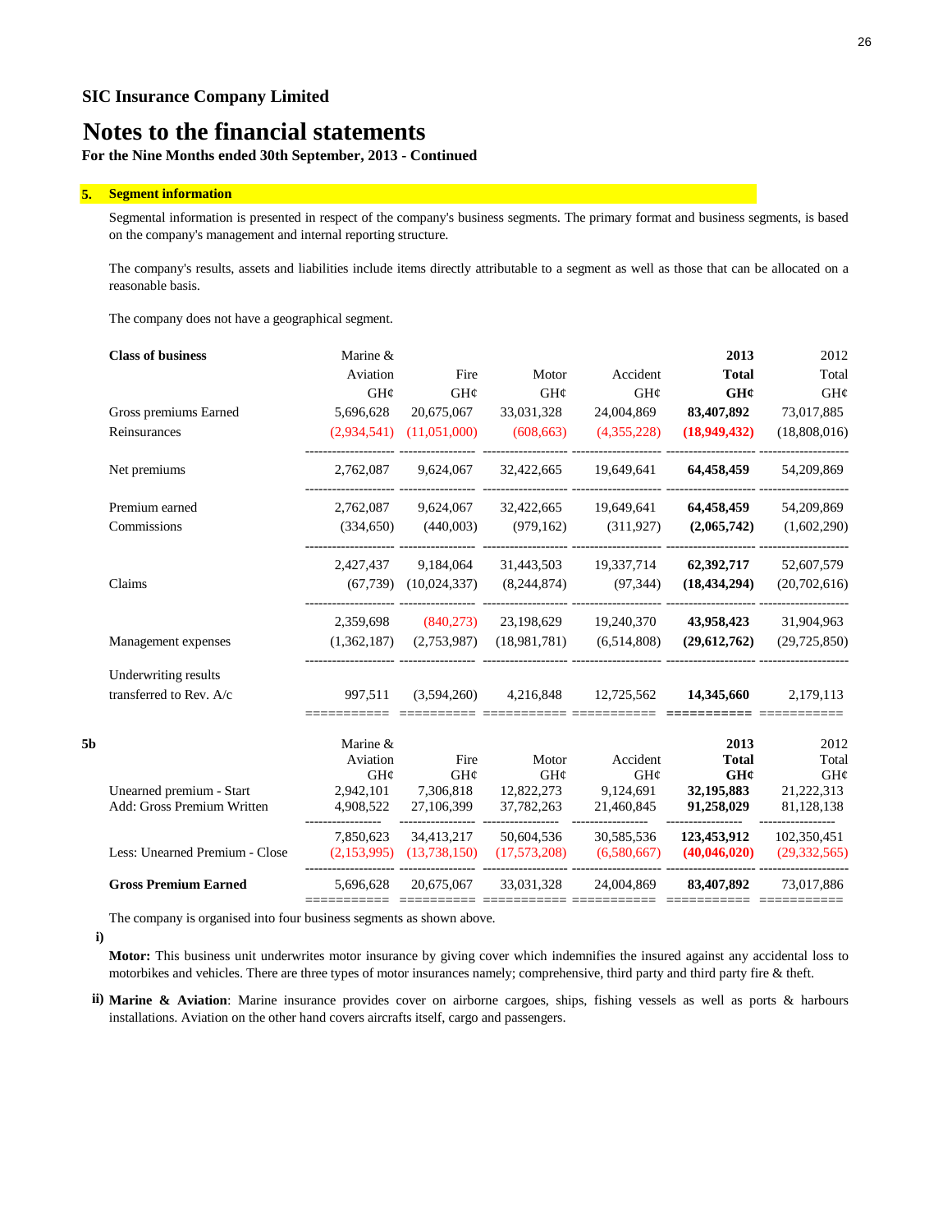**SIC Insurance Company Limited**

# Notes to the financial statements

**For the Nine Months ended 30th September, 2013 - Continued**

## 5. Segment information

Segmental information is presented in respect of the company's business segments. The primary format and business segments, is based on the company's management and internal reporting structure.

The company's results, assets and liabilities include items directly attributable to a segment as well as those that can be allocated on a reasonable basis.

The company does not have a geographical segment.

| Class of business | Marine & Aviation | Fire | Motor | Accident | 2013 Total | 2012 Total |
|---|---|---|---|---|---|---|
| | GH¢ | GH¢ | GH¢ | GH¢ | **GH¢** | GH¢ |
| Gross premiums Earned | 5,696,628 | 20,675,067 | 33,031,328 | 24,004,869 | **83,407,892** | 73,017,885 |
| Reinsurances | (2,934,541) | (11,051,000) | (608,663) | (4,355,228) | **(18,949,432)** | (18,808,016) |
| Net premiums | 2,762,087 | 9,624,067 | 32,422,665 | 19,649,641 | **64,458,459** | 54,209,869 |
| Premium earned | 2,762,087 | 9,624,067 | 32,422,665 | 19,649,641 | **64,458,459** | 54,209,869 |
| Commissions | (334,650) | (440,003) | (979,162) | (311,927) | **(2,065,742)** | (1,602,290) |
| | 2,427,437 | 9,184,064 | 31,443,503 | 19,337,714 | **62,392,717** | 52,607,579 |
| Claims | (67,739) | (10,024,337) | (8,244,874) | (97,344) | **(18,434,294)** | (20,702,616) |
| | 2,359,698 | (840,273) | 23,198,629 | 19,240,370 | **43,958,423** | 31,904,963 |
| Management expenses | (1,362,187) | (2,753,987) | (18,981,781) | (6,514,808) | **(29,612,762)** | (29,725,850) |
| Underwriting results transferred to Rev. A/c | 997,511 | (3,594,260) | 4,216,848 | 12,725,562 | **14,345,660** | 2,179,113 |

**5b**

| | Marine & Aviation | Fire | Motor | Accident | 2013 Total | 2012 Total |
|---|---|---|---|---|---|---|
| | GH¢ | GH¢ | GH¢ | GH¢ | **GH¢** | GH¢ |
| Unearned premium - Start | 2,942,101 | 7,306,818 | 12,822,273 | 9,124,691 | **32,195,883** | 21,222,313 |
| Add: Gross Premium Written | 4,908,522 | 27,106,399 | 37,782,263 | 21,460,845 | **91,258,029** | 81,128,138 |
| | 7,850,623 | 34,413,217 | 50,604,536 | 30,585,536 | **123,453,912** | 102,350,451 |
| Less: Unearned Premium - Close | (2,153,995) | (13,738,150) | (17,573,208) | (6,580,667) | **(40,046,020)** | (29,332,565) |
| **Gross Premium Earned** | 5,696,628 | 20,675,067 | 33,031,328 | 24,004,869 | **83,407,892** | 73,017,886 |

The company is organised into four business segments as shown above.

i) **Motor:** This business unit underwrites motor insurance by giving cover which indemnifies the insured against any accidental loss to motorbikes and vehicles. There are three types of motor insurances namely; comprehensive, third party and third party fire & theft.

ii) **Marine & Aviation**: Marine insurance provides cover on airborne cargoes, ships, fishing vessels as well as ports & harbours installations. Aviation on the other hand covers aircrafts itself, cargo and passengers.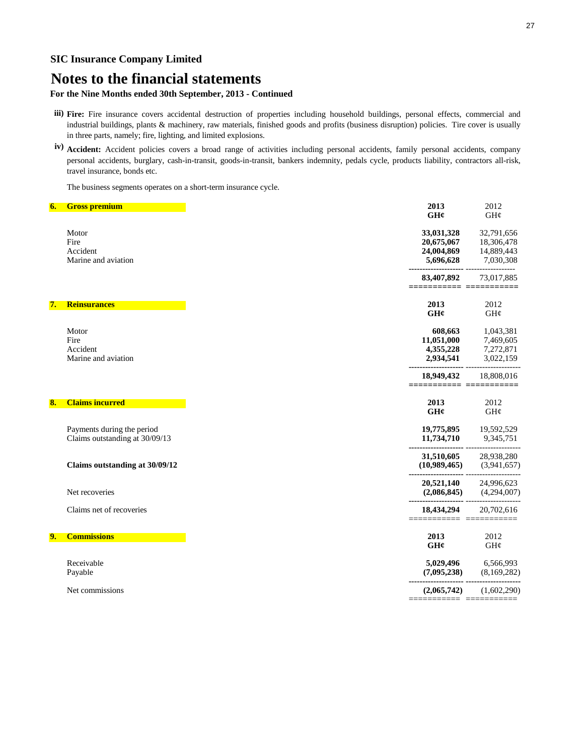## SIC Insurance Company Limited

# Notes to the financial statements

### For the Nine Months ended 30th September, 2013 - Continued

iii) **Fire:** Fire insurance covers accidental destruction of properties including household buildings, personal effects, commercial and industrial buildings, plants & machinery, raw materials, finished goods and profits (business disruption) policies. Tire cover is usually in three parts, namely; fire, lighting, and limited explosions.

iv) **Accident:** Accident policies covers a broad range of activities including personal accidents, family personal accidents, company personal accidents, burglary, cash-in-transit, goods-in-transit, bankers indemnity, pedals cycle, products liability, contractors all-risk, travel insurance, bonds etc.

The business segments operates on a short-term insurance cycle.

### 6. Gross premium

| | **2013 GH¢** | 2012 GH¢ |
|---|---|---|
| Motor | **33,031,328** | 32,791,656 |
| Fire | **20,675,067** | 18,306,478 |
| Accident | **24,004,869** | 14,889,443 |
| Marine and aviation | **5,696,628** | 7,030,308 |
| | **83,407,892** | 73,017,885 |

### 7. Reinsurances

| | **2013 GH¢** | 2012 GH¢ |
|---|---|---|
| Motor | **608,663** | 1,043,381 |
| Fire | **11,051,000** | 7,469,605 |
| Accident | **4,355,228** | 7,272,871 |
| Marine and aviation | **2,934,541** | 3,022,159 |
| | **18,949,432** | 18,808,016 |

### 8. Claims incurred

| | **2013 GH¢** | 2012 GH¢ |
|---|---|---|
| Payments during the period | **19,775,895** | 19,592,529 |
| Claims outstanding at 30/09/13 | **11,734,710** | 9,345,751 |
| | **31,510,605** | 28,938,280 |
| **Claims outstanding at 30/09/12** | **(10,989,465)** | (3,941,657) |
| | **20,521,140** | 24,996,623 |
| Net recoveries | **(2,086,845)** | (4,294,007) |
| Claims net of recoveries | **18,434,294** | 20,702,616 |

### 9. Commissions

| | **2013 GH¢** | 2012 GH¢ |
|---|---|---|
| Receivable | **5,029,496** | 6,566,993 |
| Payable | **(7,095,238)** | (8,169,282) |
| Net commissions | **(2,065,742)** | (1,602,290) |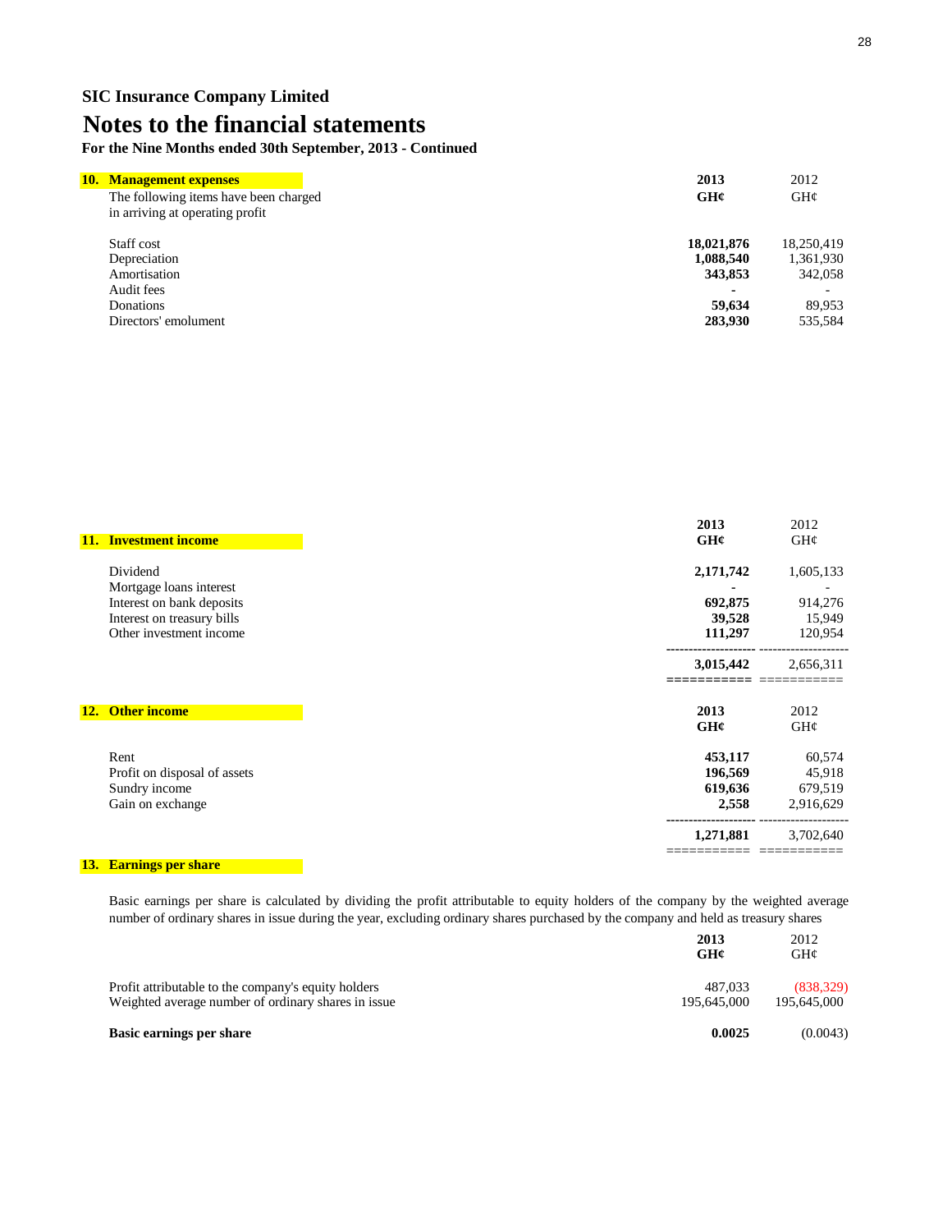## SIC Insurance Company Limited

# Notes to the financial statements

**For the Nine Months ended 30th September, 2013 - Continued**

### 10. Management expenses

The following items have been charged in arriving at operating profit

| | **2013** | 2012 |
|---|---|---|
| | **GH¢** | GH¢ |
| Staff cost | **18,021,876** | 18,250,419 |
| Depreciation | **1,088,540** | 1,361,930 |
| Amortisation | **343,853** | 342,058 |
| Audit fees | **-** | - |
| Donations | **59,634** | 89,953 |
| Directors' emolument | **283,930** | 535,584 |

### 11. Investment income

| | **2013** | 2012 |
|---|---|---|
| | **GH¢** | GH¢ |
| Dividend | **2,171,742** | 1,605,133 |
| Mortgage loans interest | **-** | - |
| Interest on bank deposits | **692,875** | 914,276 |
| Interest on treasury bills | **39,528** | 15,949 |
| Other investment income | **111,297** | 120,954 |
| | **3,015,442** | 2,656,311 |

### 12. Other income

| | **2013** | 2012 |
|---|---|---|
| | **GH¢** | GH¢ |
| Rent | **453,117** | 60,574 |
| Profit on disposal of assets | **196,569** | 45,918 |
| Sundry income | **619,636** | 679,519 |
| Gain on exchange | **2,558** | 2,916,629 |
| | **1,271,881** | 3,702,640 |

### 13. Earnings per share

Basic earnings per share is calculated by dividing the profit attributable to equity holders of the company by the weighted average number of ordinary shares in issue during the year, excluding ordinary shares purchased by the company and held as treasury shares

| | **2013** | 2012 |
|---|---|---|
| | **GH¢** | GH¢ |
| Profit attributable to the company's equity holders | 487,033 | (838,329) |
| Weighted average number of ordinary shares in issue | 195,645,000 | 195,645,000 |
| **Basic earnings per share** | **0.0025** | (0.0043) |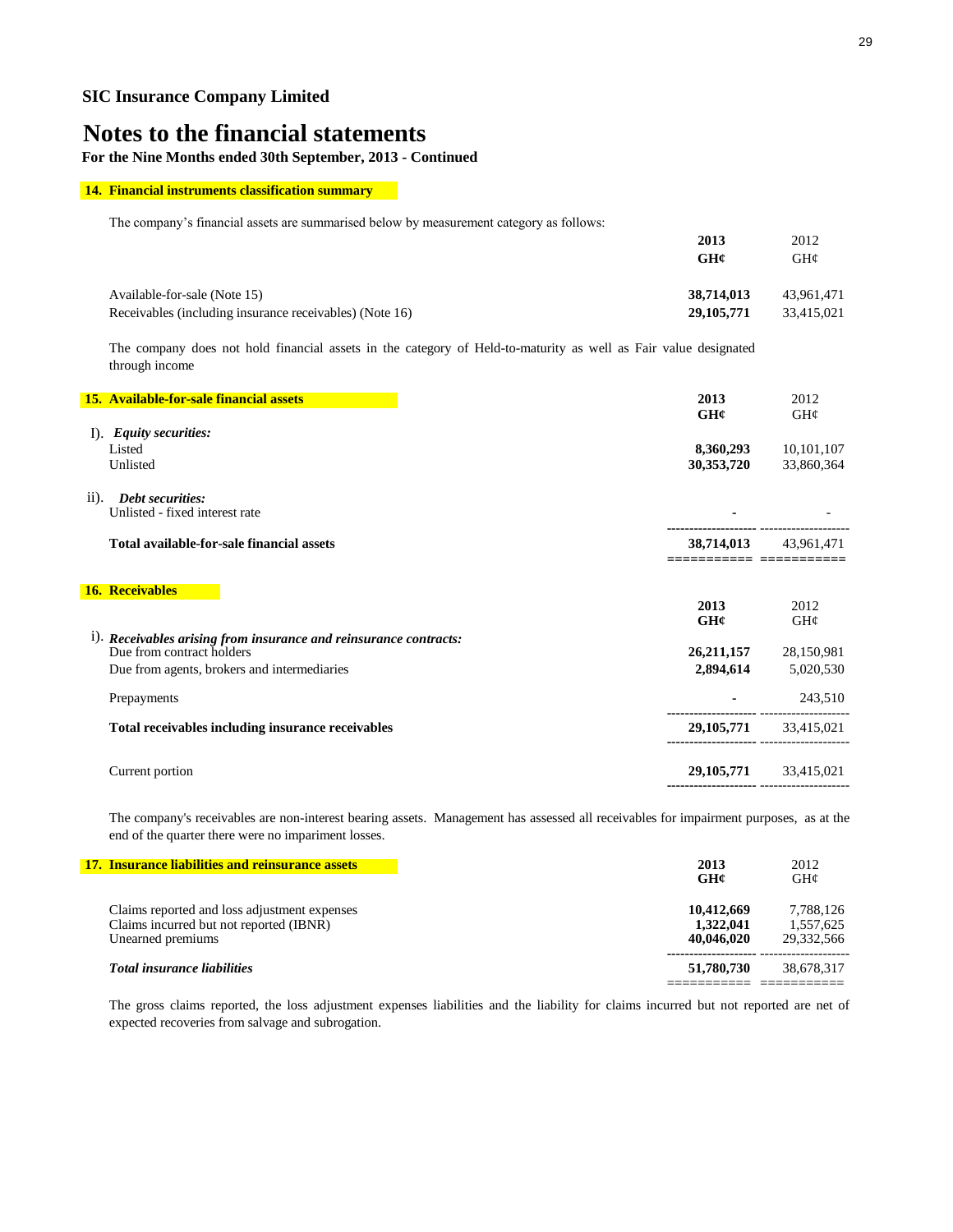## SIC Insurance Company Limited

# Notes to the financial statements

**For the Nine Months ended 30th September, 2013 - Continued**

### 14. Financial instruments classification summary

The company's financial assets are summarised below by measurement category as follows:

| | **2013** | 2012 |
|---|---|---|
| | **GH¢** | GH¢ |
| Available-for-sale (Note 15) | **38,714,013** | 43,961,471 |
| Receivables (including insurance receivables) (Note 16) | **29,105,771** | 33,415,021 |

The company does not hold financial assets in the category of Held-to-maturity as well as Fair value designated through income

### 15. Available-for-sale financial assets

| | **2013** | 2012 |
|---|---|---|
| | **GH¢** | GH¢ |
| I). ***Equity securities:*** | | |
| Listed | **8,360,293** | 10,101,107 |
| Unlisted | **30,353,720** | 33,860,364 |
| ii). ***Debt securities:*** | | |
| Unlisted - fixed interest rate | **-** | - |
| **Total available-for-sale financial assets** | **38,714,013** | 43,961,471 |

### 16. Receivables

| | **2013** | 2012 |
|---|---|---|
| | **GH¢** | GH¢ |
| i). ***Receivables arising from insurance and reinsurance contracts:*** | | |
| Due from contract holders | **26,211,157** | 28,150,981 |
| Due from agents, brokers and intermediaries | **2,894,614** | 5,020,530 |
| Prepayments | **-** | 243,510 |
| **Total receivables including insurance receivables** | **29,105,771** | 33,415,021 |
| Current portion | **29,105,771** | 33,415,021 |

The company's receivables are non-interest bearing assets. Management has assessed all receivables for impairment purposes, as at the end of the quarter there were no impariment losses.

### 17. Insurance liabilities and reinsurance assets

| | **2013** | 2012 |
|---|---|---|
| | **GH¢** | GH¢ |
| Claims reported and loss adjustment expenses | **10,412,669** | 7,788,126 |
| Claims incurred but not reported (IBNR) | **1,322,041** | 1,557,625 |
| Unearned premiums | **40,046,020** | 29,332,566 |
| ***Total insurance liabilities*** | **51,780,730** | 38,678,317 |

The gross claims reported, the loss adjustment expenses liabilities and the liability for claims incurred but not reported are net of expected recoveries from salvage and subrogation.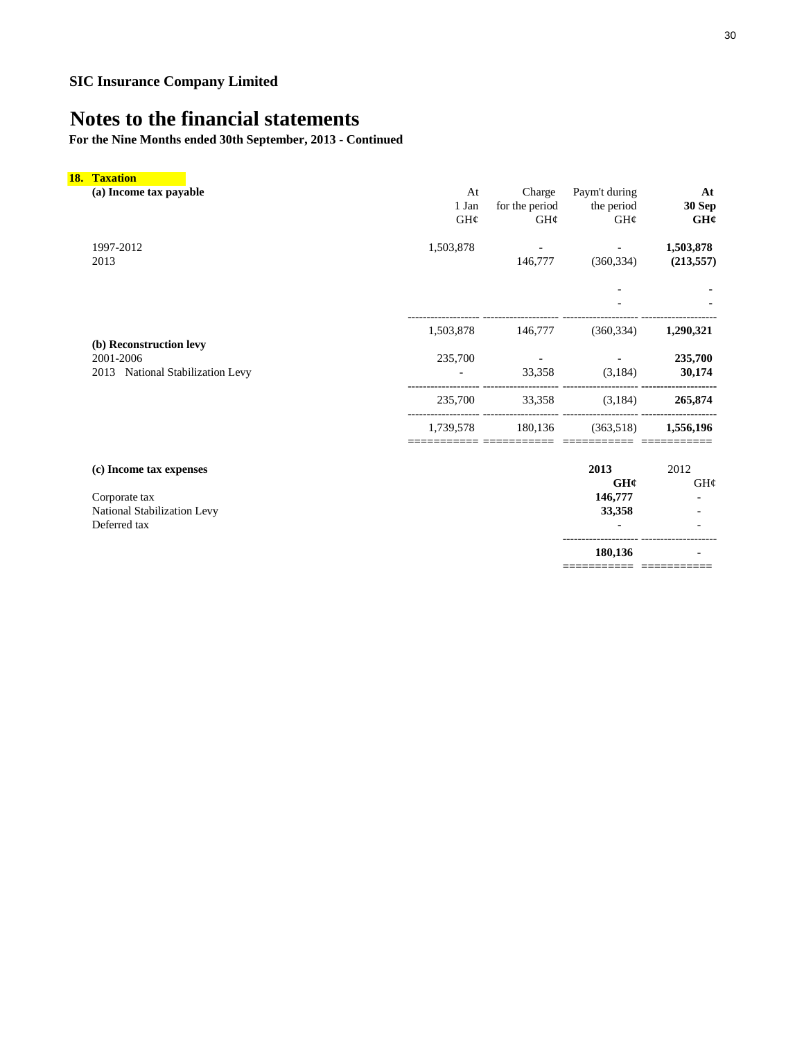**SIC Insurance Company Limited**

# Notes to the financial statements

**For the Nine Months ended 30th September, 2013 - Continued**

## 18. Taxation

| **(a) Income tax payable** | At 1 Jan GH¢ | Charge for the period GH¢ | Paym't during the period GH¢ | **At 30 Sep GH¢** |
|---|---|---|---|---|
| 1997-2012 | 1,503,878 | - | - | **1,503,878** |
| 2013 | | 146,777 | (360,334) | **(213,557)** |
| | | | - | **-** |
| | | | - | **-** |
| | 1,503,878 | 146,777 | (360,334) | **1,290,321** |
| **(b) Reconstruction levy** | | | | |
| 2001-2006 | 235,700 | - | - | **235,700** |
| 2013 National Stabilization Levy | - | 33,358 | (3,184) | **30,174** |
| | 235,700 | 33,358 | (3,184) | **265,874** |
| | 1,739,578 | 180,136 | (363,518) | **1,556,196** |

| **(c) Income tax expenses** | **2013 GH¢** | 2012 GH¢ |
|---|---|---|
| Corporate tax | **146,777** | - |
| National Stabilization Levy | **33,358** | - |
| Deferred tax | **-** | - |
| | **180,136** | - |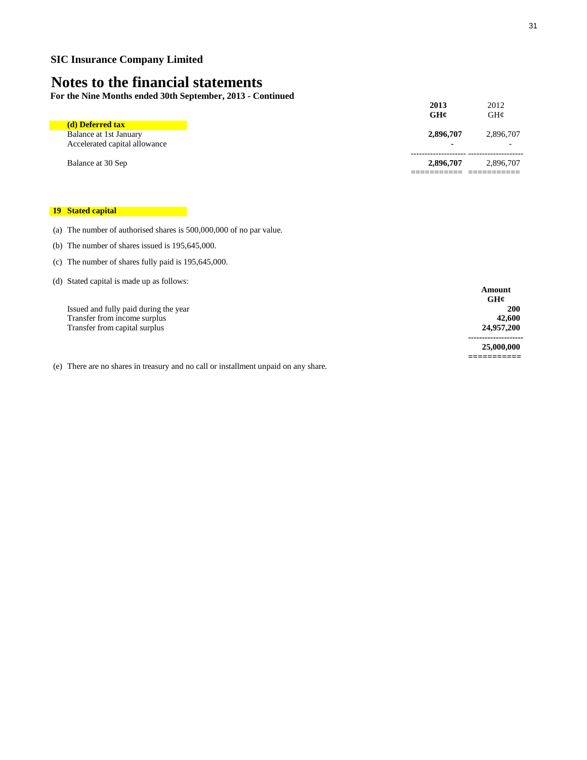**SIC Insurance Company Limited**

# Notes to the financial statements

**For the Nine Months ended 30th September, 2013 - Continued**

| | 2013 GH¢ | 2012 GH¢ |
|---|---|---|
| **(d) Deferred tax** | | |
| Balance at 1st January | **2,896,707** | 2,896,707 |
| Accelerated capital allowance | **-** | - |
| Balance at 30 Sep | **2,896,707** | 2,896,707 |

## 19 Stated capital

(a) The number of authorised shares is 500,000,000 of no par value.

(b) The number of shares issued is 195,645,000.

(c) The number of shares fully paid is 195,645,000.

(d) Stated capital is made up as follows:

| | Amount GH¢ |
|---|---|
| Issued and fully paid during the year | **200** |
| Transfer from income surplus | **42,600** |
| Transfer from capital surplus | **24,957,200** |
| | **25,000,000** |

(e) There are no shares in treasury and no call or installment unpaid on any share.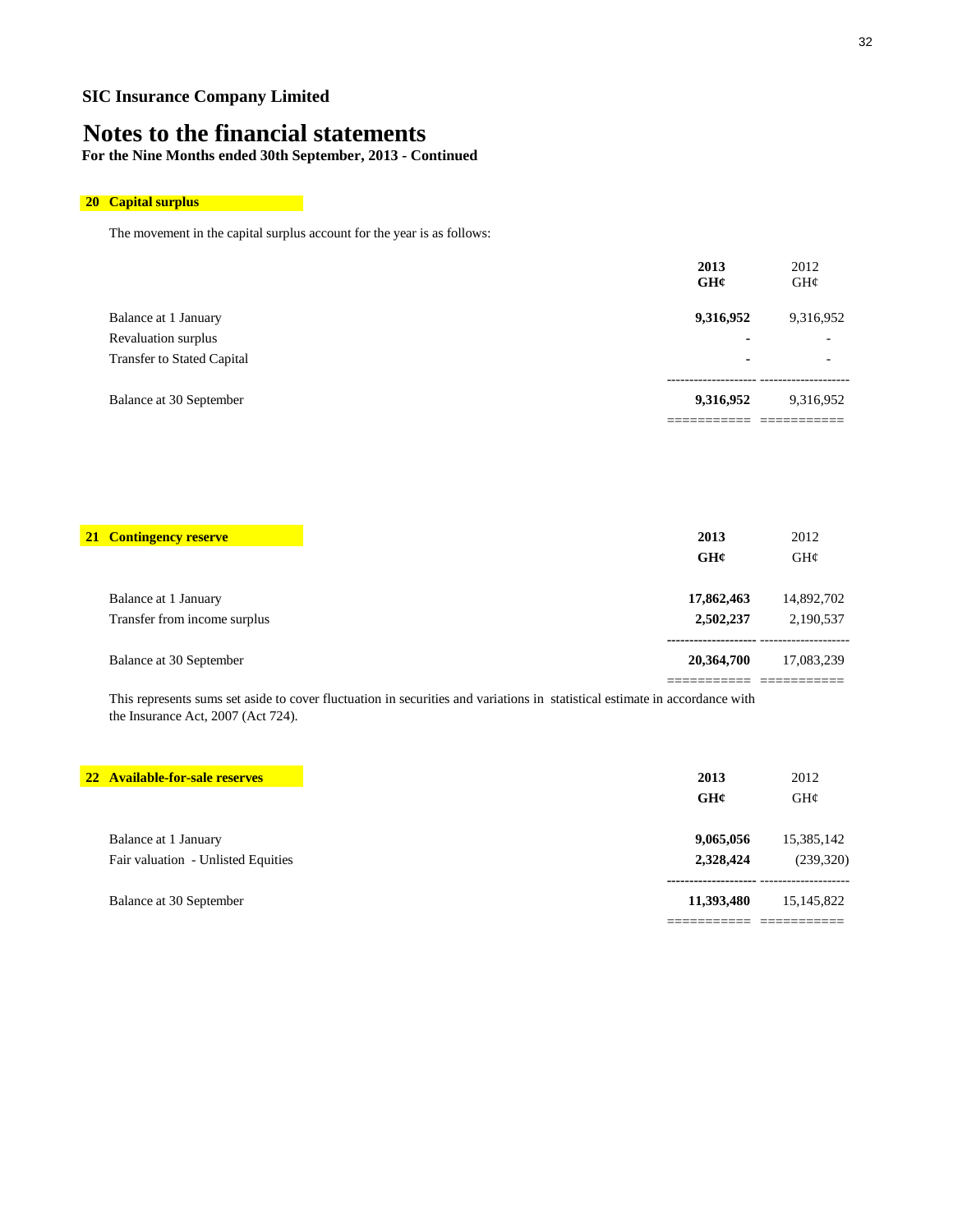**SIC Insurance Company Limited**

# Notes to the financial statements

**For the Nine Months ended 30th September, 2013 - Continued**

## 20 Capital surplus

The movement in the capital surplus account for the year is as follows:

| | 2013 GH¢ | 2012 GH¢ |
|---|---|---|
| Balance at 1 January | **9,316,952** | 9,316,952 |
| Revaluation surplus | **-** | - |
| Transfer to Stated Capital | **-** | - |
| Balance at 30 September | **9,316,952** | 9,316,952 |

## 21 Contingency reserve

| | 2013 GH¢ | 2012 GH¢ |
|---|---|---|
| Balance at 1 January | **17,862,463** | 14,892,702 |
| Transfer from income surplus | **2,502,237** | 2,190,537 |
| Balance at 30 September | **20,364,700** | 17,083,239 |

This represents sums set aside to cover fluctuation in securities and variations in statistical estimate in accordance with the Insurance Act, 2007 (Act 724).

## 22 Available-for-sale reserves

| | 2013 GH¢ | 2012 GH¢ |
|---|---|---|
| Balance at 1 January | **9,065,056** | 15,385,142 |
| Fair valuation - Unlisted Equities | **2,328,424** | (239,320) |
| Balance at 30 September | **11,393,480** | 15,145,822 |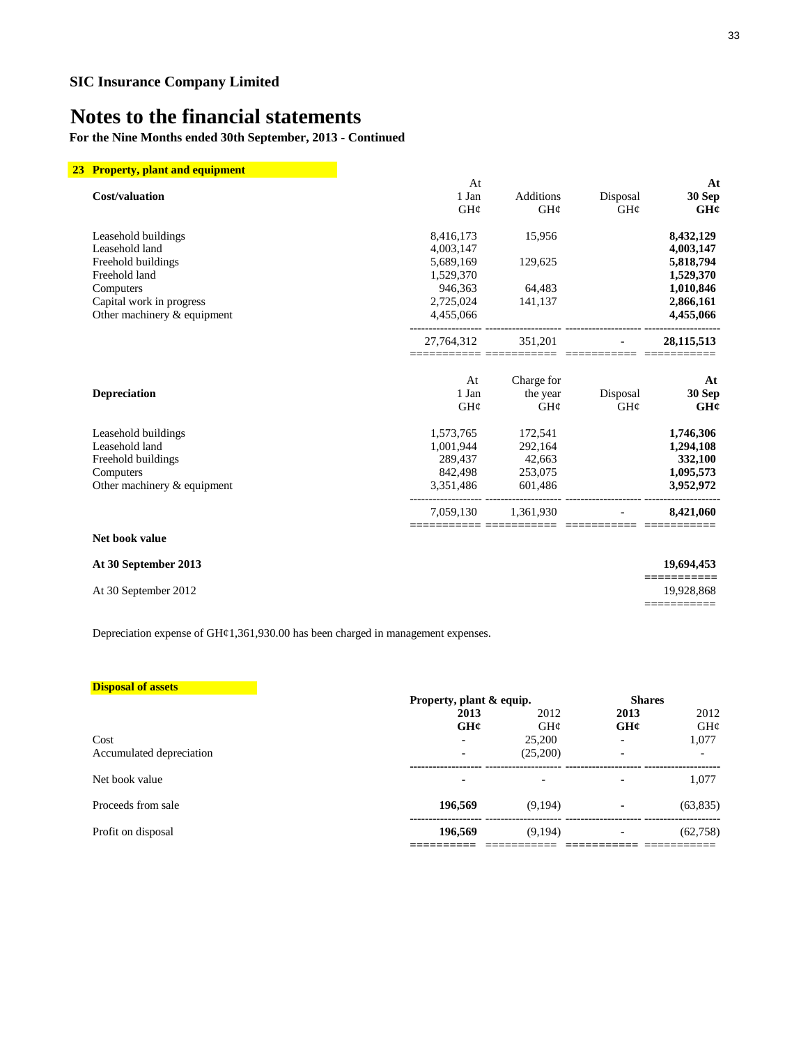**SIC Insurance Company Limited**

# Notes to the financial statements

**For the Nine Months ended 30th September, 2013 - Continued**

## 23 Property, plant and equipment

| **Cost/valuation** | At 1 Jan GH¢ | Additions GH¢ | Disposal GH¢ | **At 30 Sep GH¢** |
|---|---|---|---|---|
| Leasehold buildings | 8,416,173 | 15,956 | | **8,432,129** |
| Leasehold land | 4,003,147 | | | **4,003,147** |
| Freehold buildings | 5,689,169 | 129,625 | | **5,818,794** |
| Freehold land | 1,529,370 | | | **1,529,370** |
| Computers | 946,363 | 64,483 | | **1,010,846** |
| Capital work in progress | 2,725,024 | 141,137 | | **2,866,161** |
| Other machinery & equipment | 4,455,066 | | | **4,455,066** |
| | 27,764,312 | 351,201 | - | **28,115,513** |

| **Depreciation** | At 1 Jan GH¢ | Charge for the year GH¢ | Disposal GH¢ | **At 30 Sep GH¢** |
|---|---|---|---|---|
| Leasehold buildings | 1,573,765 | 172,541 | | **1,746,306** |
| Leasehold land | 1,001,944 | 292,164 | | **1,294,108** |
| Freehold buildings | 289,437 | 42,663 | | **332,100** |
| Computers | 842,498 | 253,075 | | **1,095,573** |
| Other machinery & equipment | 3,351,486 | 601,486 | | **3,952,972** |
| | 7,059,130 | 1,361,930 | - | **8,421,060** |

| **Net book value** | |
|---|---|
| **At 30 September 2013** | **19,694,453** |
| At 30 September 2012 | 19,928,868 |

Depreciation expense of GH¢1,361,930.00 has been charged in management expenses.

### Disposal of assets

| | Property, plant & equip. | | Shares | |
|---|---|---|---|---|
| | **2013 GH¢** | 2012 GH¢ | **2013 GH¢** | 2012 GH¢ |
| Cost | **-** | 25,200 | **-** | 1,077 |
| Accumulated depreciation | **-** | (25,200) | **-** | - |
| Net book value | **-** | - | **-** | 1,077 |
| Proceeds from sale | **196,569** | (9,194) | **-** | (63,835) |
| Profit on disposal | **196,569** | (9,194) | **-** | (62,758) |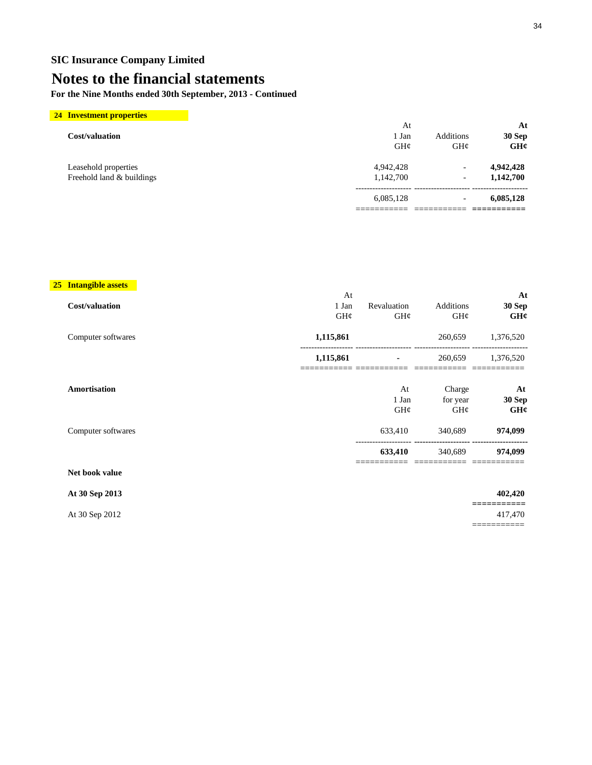**SIC Insurance Company Limited**

# Notes to the financial statements

**For the Nine Months ended 30th September, 2013 - Continued**

## 24 Investment properties

| Cost/valuation | At 1 Jan GH¢ | Additions GH¢ | At 30 Sep GH¢ |
|---|---|---|---|
| Leasehold properties | 4,942,428 | - | **4,942,428** |
| Freehold land & buildings | 1,142,700 | - | **1,142,700** |
| | 6,085,128 | - | **6,085,128** |

## 25 Intangible assets

| Cost/valuation | At 1 Jan GH¢ | Revaluation GH¢ | Additions GH¢ | At 30 Sep GH¢ |
|---|---|---|---|---|
| Computer softwares | **1,115,861** | | 260,659 | 1,376,520 |
| | **1,115,861** | - | 260,659 | 1,376,520 |

| Amortisation | At 1 Jan GH¢ | Charge for year GH¢ | At 30 Sep GH¢ |
|---|---|---|---|
| Computer softwares | 633,410 | 340,689 | **974,099** |
| | **633,410** | 340,689 | **974,099** |
| **Net book value** | | | |
| **At 30 Sep 2013** | | | **402,420** |
| At 30 Sep 2012 | | | 417,470 |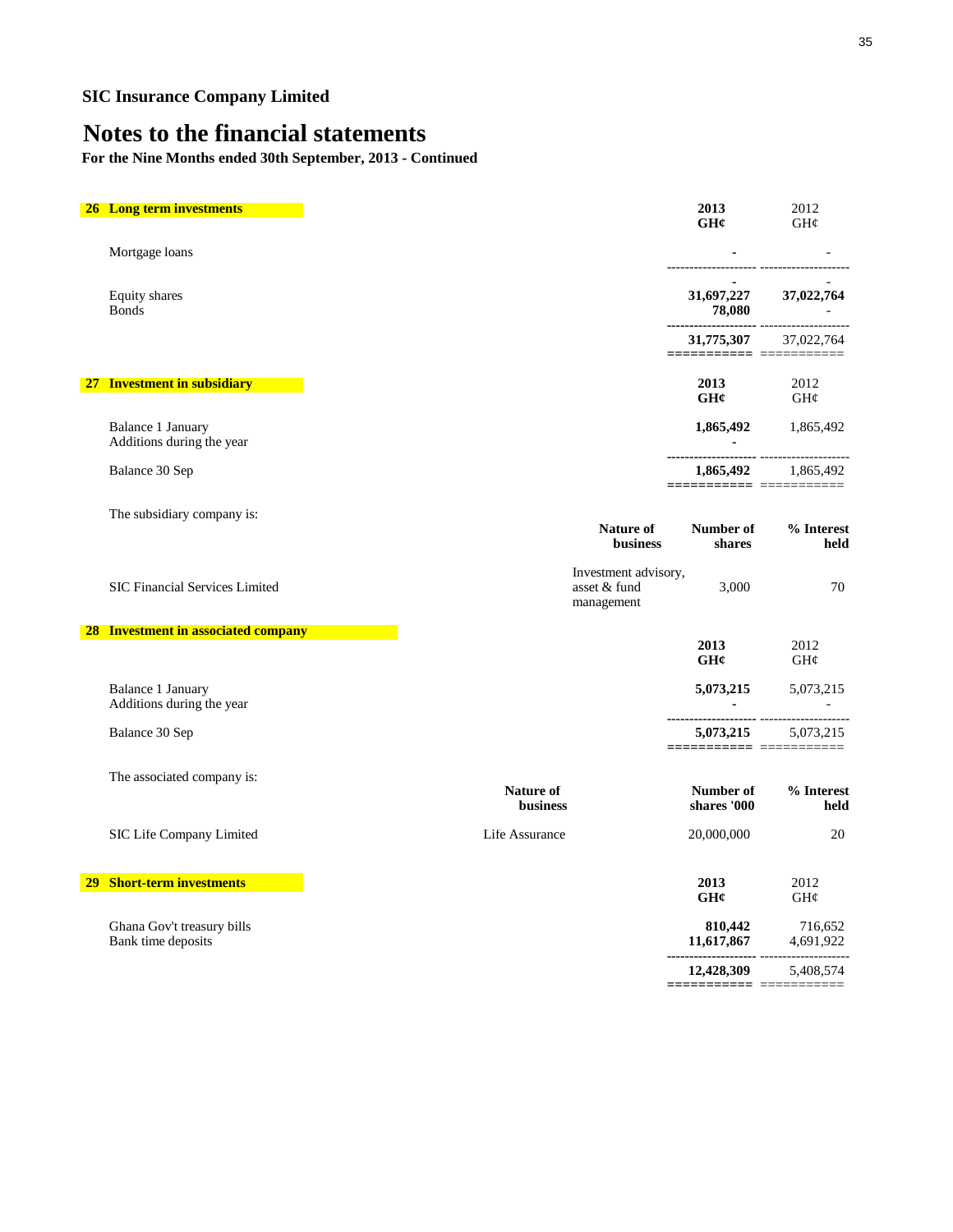**SIC Insurance Company Limited**

# Notes to the financial statements

**For the Nine Months ended 30th September, 2013 - Continued**

## 26 Long term investments

| | **2013 GH¢** | 2012 GH¢ |
|---|---|---|
| Mortgage loans | **-** | - |
| | **-** | - |
| Equity shares | **31,697,227** | **37,022,764** |
| Bonds | **78,080** | - |
| | **31,775,307** | 37,022,764 |

## 27 Investment in subsidiary

| | **2013 GH¢** | 2012 GH¢ |
|---|---|---|
| Balance 1 January | **1,865,492** | 1,865,492 |
| Additions during the year | **-** | |
| Balance 30 Sep | **1,865,492** | 1,865,492 |

The subsidiary company is:

| | **Nature of business** | **Number of shares** | **% Interest held** |
|---|---|---|---|
| SIC Financial Services Limited | Investment advisory, asset & fund management | 3,000 | 70 |

## 28 Investment in associated company

| | **2013 GH¢** | 2012 GH¢ |
|---|---|---|
| Balance 1 January | **5,073,215** | 5,073,215 |
| Additions during the year | **-** | - |
| Balance 30 Sep | **5,073,215** | 5,073,215 |

The associated company is:

| | **Nature of business** | **Number of shares '000** | **% Interest held** |
|---|---|---|---|
| SIC Life Company Limited | Life Assurance | 20,000,000 | 20 |

## 29 Short-term investments

| | **2013 GH¢** | 2012 GH¢ |
|---|---|---|
| Ghana Gov't treasury bills | **810,442** | 716,652 |
| Bank time deposits | **11,617,867** | 4,691,922 |
| | **12,428,309** | 5,408,574 |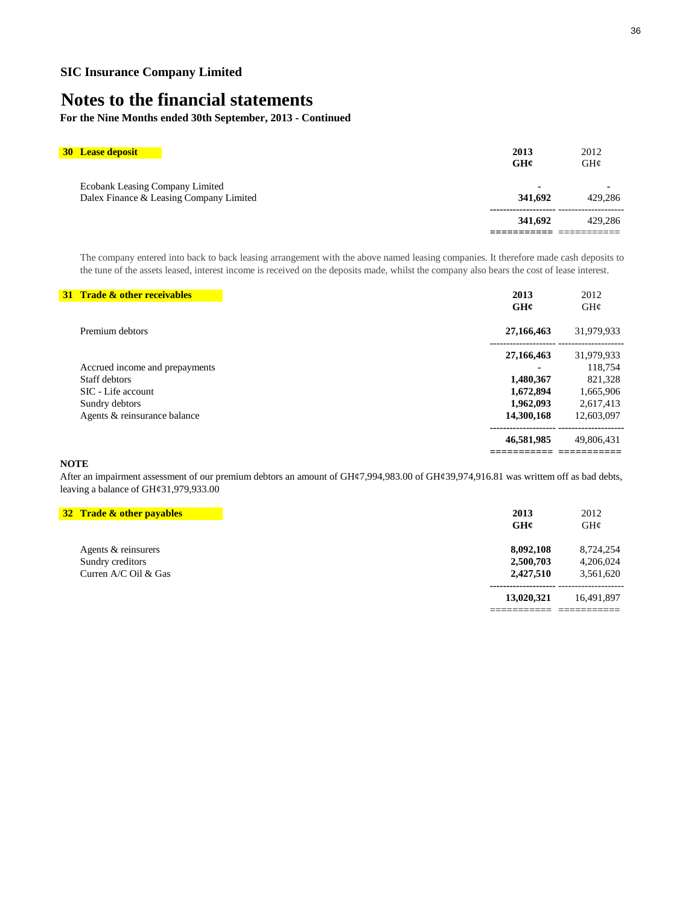**SIC Insurance Company Limited**

# Notes to the financial statements

**For the Nine Months ended 30th September, 2013 - Continued**

## 30 Lease deposit

| | **2013 GH¢** | 2012 GH¢ |
|---|---|---|
| Ecobank Leasing Company Limited | **-** | - |
| Dalex Finance & Leasing Company Limited | **341,692** | 429,286 |
| | **341,692** | 429,286 |

The company entered into back to back leasing arrangement with the above named leasing companies. It therefore made cash deposits to the tune of the assets leased, interest income is received on the deposits made, whilst the company also bears the cost of lease interest.

## 31 Trade & other receivables

| | **2013 GH¢** | 2012 GH¢ |
|---|---|---|
| Premium debtors | **27,166,463** | 31,979,933 |
| | **27,166,463** | 31,979,933 |
| Accrued income and prepayments | **-** | 118,754 |
| Staff debtors | **1,480,367** | 821,328 |
| SIC - Life account | **1,672,894** | 1,665,906 |
| Sundry debtors | **1,962,093** | 2,617,413 |
| Agents & reinsurance balance | **14,300,168** | 12,603,097 |
| | **46,581,985** | 49,806,431 |

**NOTE**

After an impairment assessment of our premium debtors an amount of GH¢7,994,983.00 of GH¢39,974,916.81 was writtem off as bad debts, leaving a balance of GH¢31,979,933.00

## 32 Trade & other payables

| | **2013 GH¢** | 2012 GH¢ |
|---|---|---|
| Agents & reinsurers | **8,092,108** | 8,724,254 |
| Sundry creditors | **2,500,703** | 4,206,024 |
| Curren A/C Oil & Gas | **2,427,510** | 3,561,620 |
| | **13,020,321** | 16,491,897 |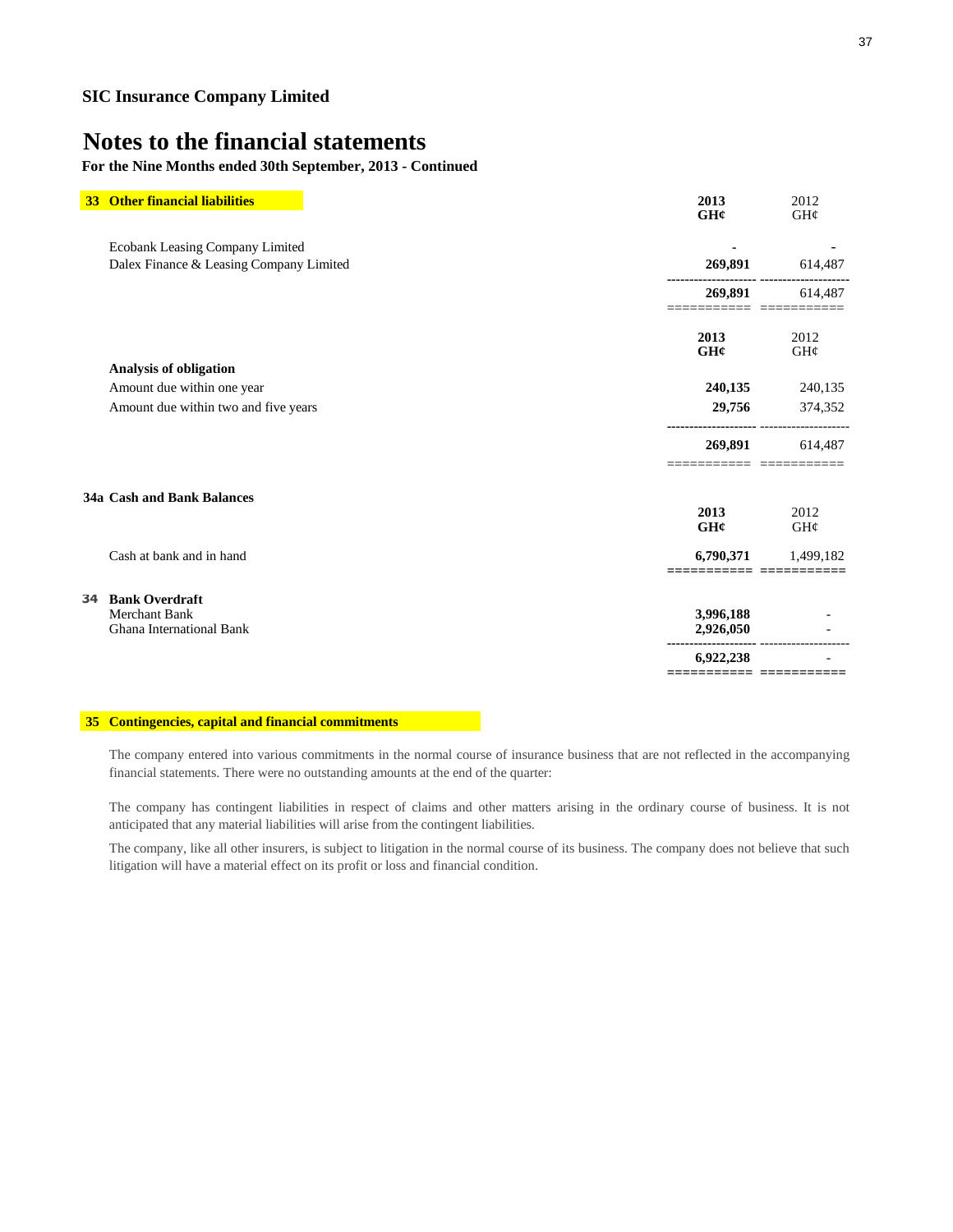## SIC Insurance Company Limited

# Notes to the financial statements

**For the Nine Months ended 30th September, 2013 - Continued**

### 33 Other financial liabilities

| | 2013 GH¢ | 2012 GH¢ |
|---|---|---|
| Ecobank Leasing Company Limited | - | - |
| Dalex Finance & Leasing Company Limited | 269,891 | 614,487 |
| | **269,891** | **614,487** |

| | 2013 GH¢ | 2012 GH¢ |
|---|---|---|
| **Analysis of obligation** | | |
| Amount due within one year | 240,135 | 240,135 |
| Amount due within two and five years | 29,756 | 374,352 |
| | **269,891** | **614,487** |

### 34a Cash and Bank Balances

| | 2013 GH¢ | 2012 GH¢ |
|---|---|---|
| Cash at bank and in hand | 6,790,371 | 1,499,182 |

### 34 Bank Overdraft

| | 2013 GH¢ | 2012 GH¢ |
|---|---|---|
| Merchant Bank | 3,996,188 | - |
| Ghana International Bank | 2,926,050 | - |
| | **6,922,238** | **-** |

### 35 Contingencies, capital and financial commitments

The company entered into various commitments in the normal course of insurance business that are not reflected in the accompanying financial statements. There were no outstanding amounts at the end of the quarter:

The company has contingent liabilities in respect of claims and other matters arising in the ordinary course of business. It is not anticipated that any material liabilities will arise from the contingent liabilities.

The company, like all other insurers, is subject to litigation in the normal course of its business. The company does not believe that such litigation will have a material effect on its profit or loss and financial condition.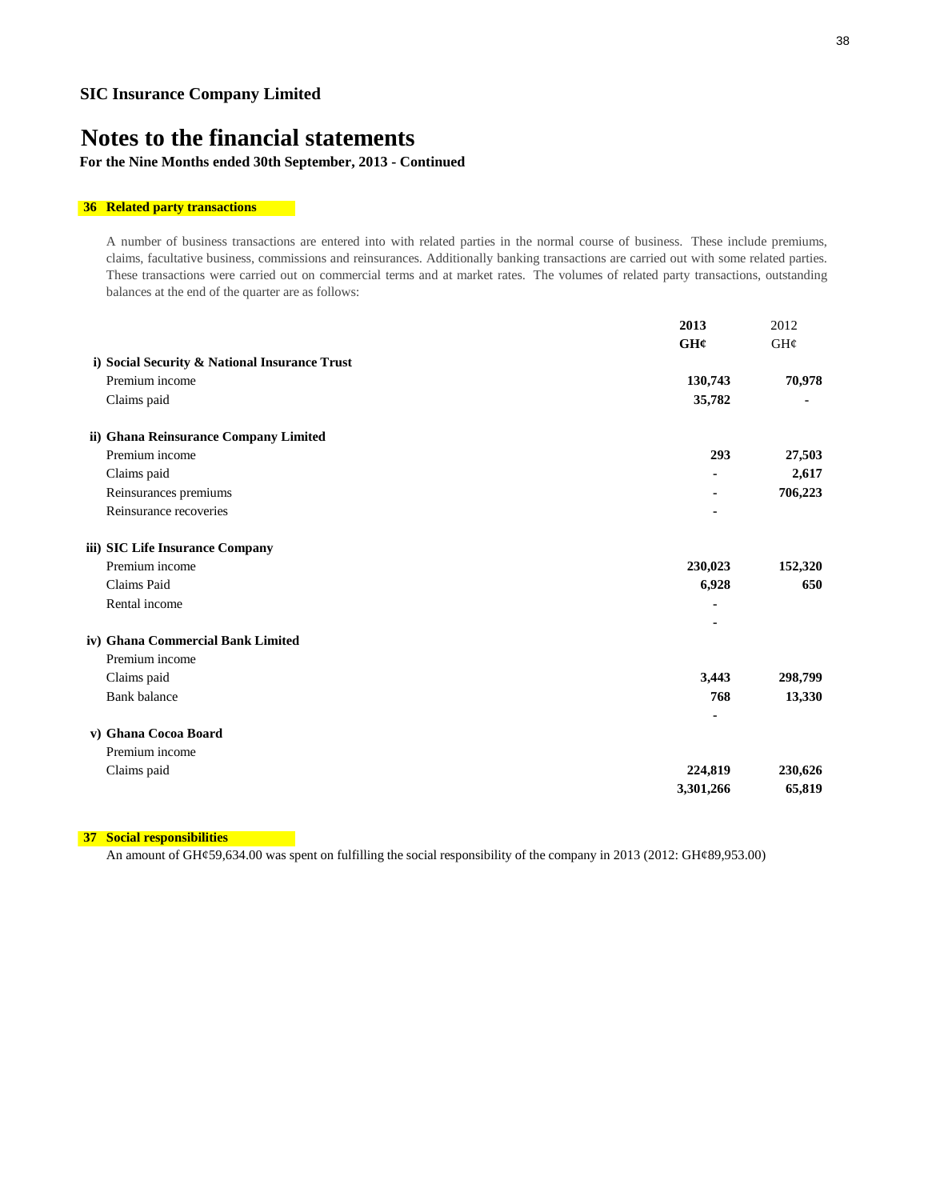## SIC Insurance Company Limited

# Notes to the financial statements

**For the Nine Months ended 30th September, 2013 - Continued**

### 36 Related party transactions

A number of business transactions are entered into with related parties in the normal course of business. These include premiums, claims, facultative business, commissions and reinsurances. Additionally banking transactions are carried out with some related parties. These transactions were carried out on commercial terms and at market rates. The volumes of related party transactions, outstanding balances at the end of the quarter are as follows:

| | 2013 | 2012 |
|---|---|---|
| | GH¢ | GH¢ |
| **i) Social Security & National Insurance Trust** | | |
| Premium income | **130,743** | **70,978** |
| Claims paid | **35,782** | **-** |
| **ii) Ghana Reinsurance Company Limited** | | |
| Premium income | **293** | **27,503** |
| Claims paid | **-** | **2,617** |
| Reinsurances premiums | **-** | **706,223** |
| Reinsurance recoveries | **-** | |
| **iii) SIC Life Insurance Company** | | |
| Premium income | **230,023** | **152,320** |
| Claims Paid | **6,928** | **650** |
| Rental income | **-** | |
| | **-** | |
| **iv) Ghana Commercial Bank Limited** | | |
| Premium income | | |
| Claims paid | **3,443** | **298,799** |
| Bank balance | **768** | **13,330** |
| | **-** | |
| **v) Ghana Cocoa Board** | | |
| Premium income | | |
| Claims paid | **224,819** | **230,626** |
| | **3,301,266** | **65,819** |

### 37 Social responsibilities

An amount of GH¢59,634.00 was spent on fulfilling the social responsibility of the company in 2013 (2012: GH¢89,953.00)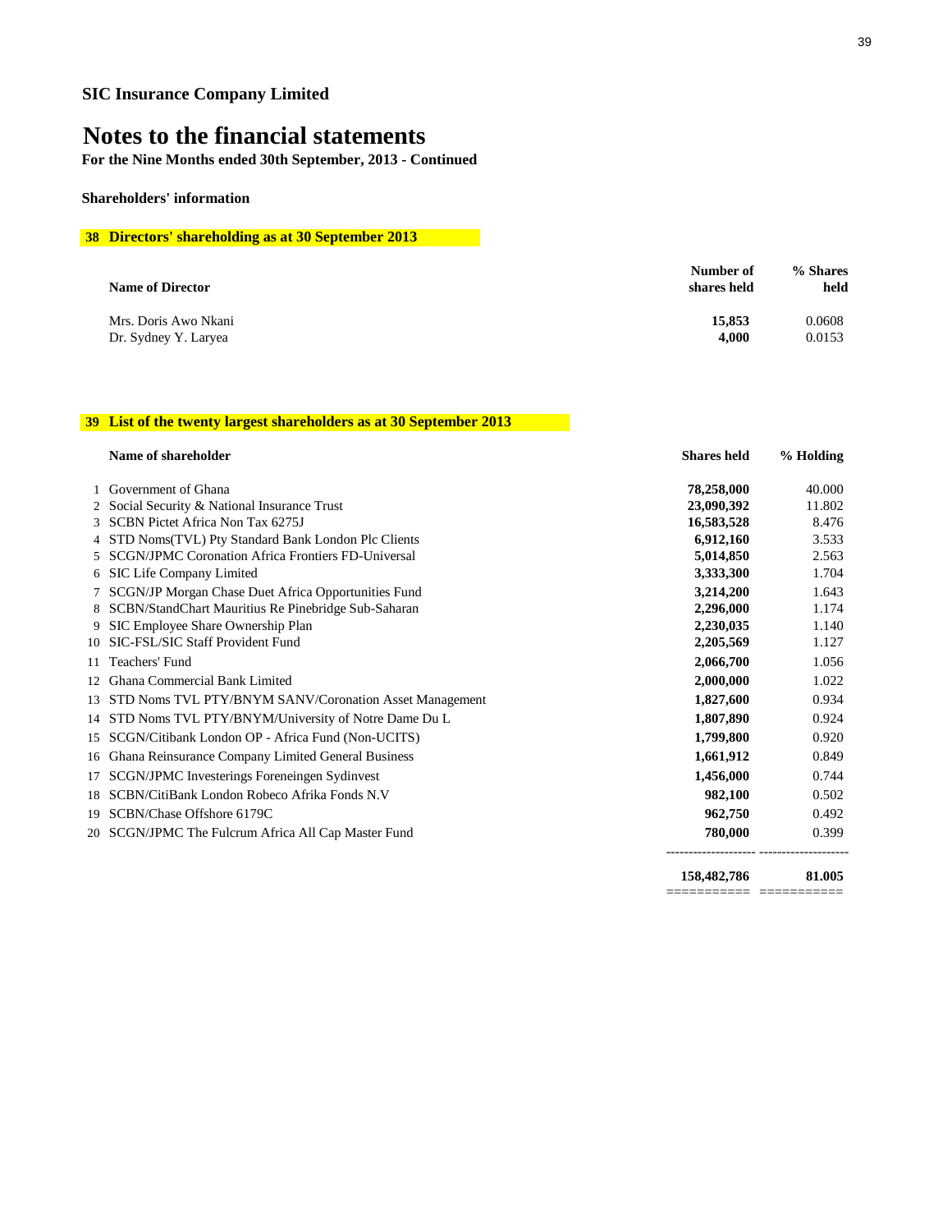**SIC Insurance Company Limited**

# Notes to the financial statements

**For the Nine Months ended 30th September, 2013 - Continued**

**Shareholders' information**

## 38 Directors' shareholding as at 30 September 2013

| Name of Director | Number of shares held | % Shares held |
|---|---|---|
| Mrs. Doris Awo Nkani | **15,853** | 0.0608 |
| Dr. Sydney Y. Laryea | **4,000** | 0.0153 |

## 39 List of the twenty largest shareholders as at 30 September 2013

| | Name of shareholder | Shares held | % Holding |
|---|---|---|---|
| 1 | Government of Ghana | **78,258,000** | 40.000 |
| 2 | Social Security & National Insurance Trust | **23,090,392** | 11.802 |
| 3 | SCBN Pictet Africa Non Tax 6275J | **16,583,528** | 8.476 |
| 4 | STD Noms(TVL) Pty Standard Bank London Plc Clients | **6,912,160** | 3.533 |
| 5 | SCGN/JPMC Coronation Africa Frontiers FD-Universal | **5,014,850** | 2.563 |
| 6 | SIC Life Company Limited | **3,333,300** | 1.704 |
| 7 | SCGN/JP Morgan Chase Duet Africa Opportunities Fund | **3,214,200** | 1.643 |
| 8 | SCBN/StandChart Mauritius Re Pinebridge Sub-Saharan | **2,296,000** | 1.174 |
| 9 | SIC Employee Share Ownership Plan | **2,230,035** | 1.140 |
| 10 | SIC-FSL/SIC Staff Provident Fund | **2,205,569** | 1.127 |
| 11 | Teachers' Fund | **2,066,700** | 1.056 |
| 12 | Ghana Commercial Bank Limited | **2,000,000** | 1.022 |
| 13 | STD Noms TVL PTY/BNYM SANV/Coronation Asset Management | **1,827,600** | 0.934 |
| 14 | STD Noms TVL PTY/BNYM/University of Notre Dame Du L | **1,807,890** | 0.924 |
| 15 | SCGN/Citibank London OP - Africa Fund (Non-UCITS) | **1,799,800** | 0.920 |
| 16 | Ghana Reinsurance Company Limited General Business | **1,661,912** | 0.849 |
| 17 | SCGN/JPMC Investerings Foreneingen Sydinvest | **1,456,000** | 0.744 |
| 18 | SCBN/CitiBank London Robeco Afrika Fonds N.V | **982,100** | 0.502 |
| 19 | SCBN/Chase Offshore 6179C | **962,750** | 0.492 |
| 20 | SCGN/JPMC The Fulcrum Africa All Cap Master Fund | **780,000** | 0.399 |
| | | **158,482,786** | **81.005** |